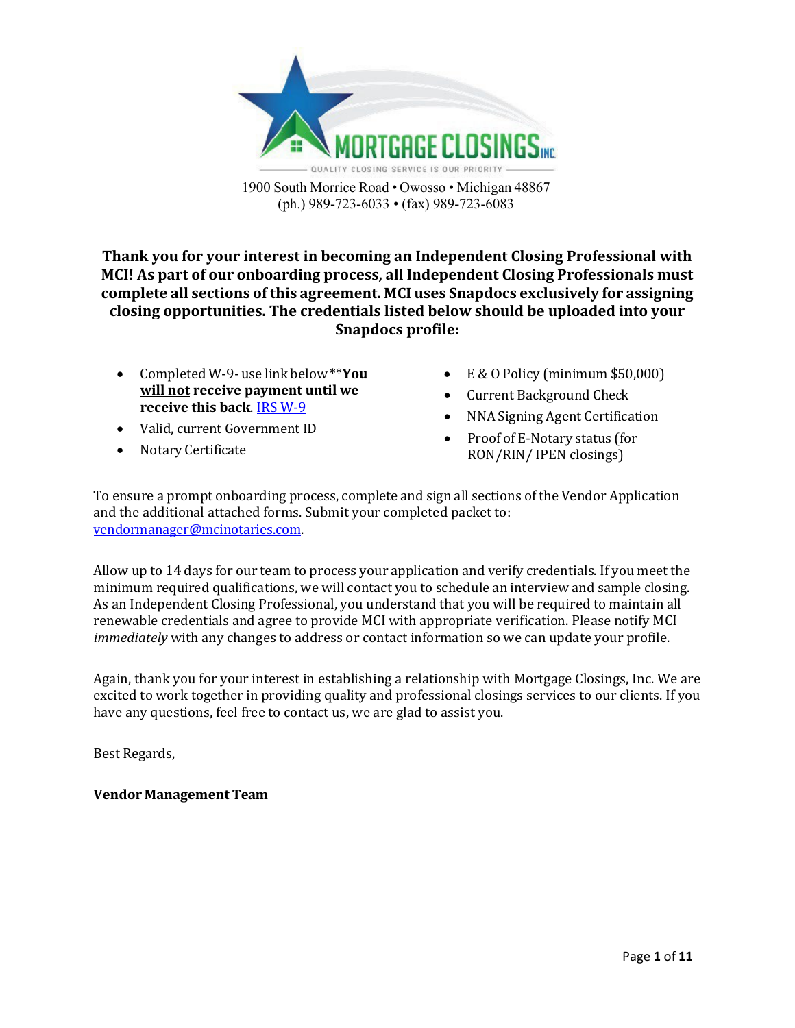MORTGAGE CLOSINGS INC

QUALITY CLOSING SERVICE IS OUR PRIORITY

1900 South Morrice Road • Owosso • Michigan 48867
(ph.) 989-723-6033 • (fax) 989-723-6083

**Thank you for your interest in becoming an Independent Closing Professional with MCI! As part of our onboarding process, all Independent Closing Professionals must complete all sections of this agreement. MCI uses Snapdocs exclusively for assigning closing opportunities. The credentials listed below should be uploaded into your Snapdocs profile:**

- Completed W-9- use link below ****You <u>will not</u> receive payment until we receive this back**. IRS W-9
- Valid, current Government ID
- Notary Certificate
- E & O Policy (minimum $50,000)
- Current Background Check
- NNA Signing Agent Certification
- Proof of E-Notary status (for RON/RIN/ IPEN closings)

To ensure a prompt onboarding process, complete and sign all sections of the Vendor Application and the additional attached forms. Submit your completed packet to: vendormanager@mcinotaries.com.

Allow up to 14 days for our team to process your application and verify credentials. If you meet the minimum required qualifications, we will contact you to schedule an interview and sample closing. As an Independent Closing Professional, you understand that you will be required to maintain all renewable credentials and agree to provide MCI with appropriate verification. Please notify MCI *immediately* with any changes to address or contact information so we can update your profile.

Again, thank you for your interest in establishing a relationship with Mortgage Closings, Inc. We are excited to work together in providing quality and professional closings services to our clients. If you have any questions, feel free to contact us, we are glad to assist you.

Best Regards,

**Vendor Management Team**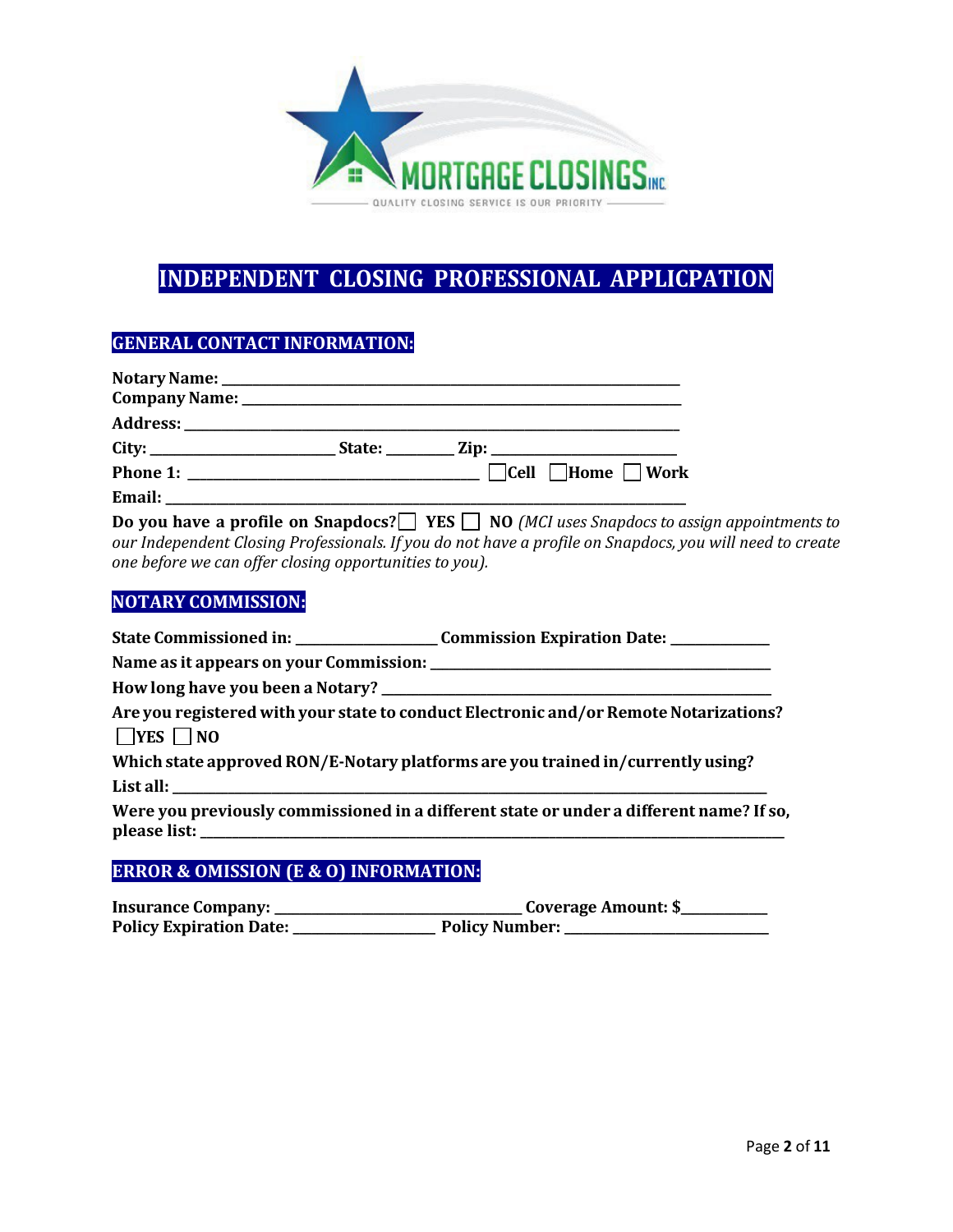MORTGAGE CLOSINGS INC.

QUALITY CLOSING SERVICE IS OUR PRIORITY

# INDEPENDENT CLOSING PROFESSIONAL APPLICPATION

## GENERAL CONTACT INFORMATION:

**Notary Name:** ______________________________________________________________

**Company Name:** ____________________________________________________________

**Address:** __________________________________________________________________

**City:** ________________________ **State:** _________ **Zip:** _______________________

**Phone 1:** ____________________________________ ☐ **Cell** ☐ **Home** ☐ **Work**

**Email:** ____________________________________________________________________

**Do you have a profile on Snapdocs?** ☐ **YES** ☐ **NO** *(MCI uses Snapdocs to assign appointments to our Independent Closing Professionals. If you do not have a profile on Snapdocs, you will need to create one before we can offer closing opportunities to you).*

## NOTARY COMMISSION:

**State Commissioned in:** __________________ **Commission Expiration Date:** _____________

**Name as it appears on your Commission:** ___________________________________________

**How long have you been a Notary?** _______________________________________________

**Are you registered with your state to conduct Electronic and/or Remote Notarizations?**
☐ **YES** ☐ **NO**

**Which state approved RON/E-Notary platforms are you trained in/currently using?**
**List all:** ____________________________________________________________________

**Were you previously commissioned in a different state or under a different name? If so, please list:** ____________________________________________________________________

## ERROR & OMISSION (E & O) INFORMATION:

**Insurance Company:** _________________________________ **Coverage Amount: $**___________

**Policy Expiration Date:** ___________________ **Policy Number:** ___________________________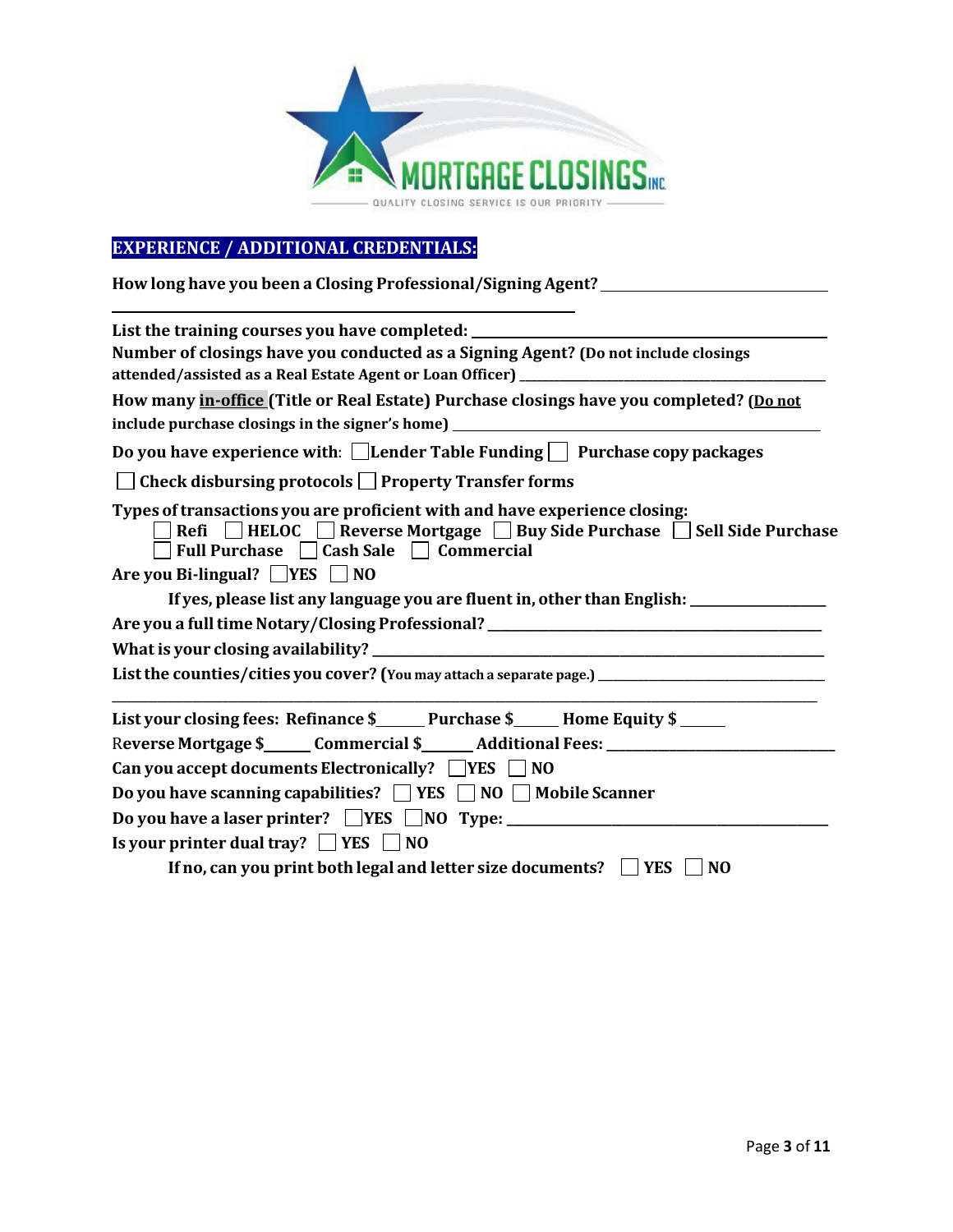## EXPERIENCE / ADDITIONAL CREDENTIALS:

**How long have you been a Closing Professional/Signing Agent?** ______________________________

______________________________________________________

**List the training courses you have completed:** ______________________________________

**Number of closings have you conducted as a Signing Agent? (Do not include closings attended/assisted as a Real Estate Agent or Loan Officer)** ______________________________

**How many in-office (Title or Real Estate) Purchase closings have you completed? (Do not include purchase closings in the signer's home)** ______________________________

**Do you have experience with:** ☐ **Lender Table Funding** ☐ **Purchase copy packages**

☐ **Check disbursing protocols** ☐ **Property Transfer forms**

**Types of transactions you are proficient with and have experience closing:**

☐ **Refi** ☐ **HELOC** ☐ **Reverse Mortgage** ☐ **Buy Side Purchase** ☐ **Sell Side Purchase**
☐ **Full Purchase** ☐ **Cash Sale** ☐ **Commercial**

**Are you Bi-lingual?** ☐ **YES** ☐ **NO**

**If yes, please list any language you are fluent in, other than English:** ________________

**Are you a full time Notary/Closing Professional?** ______________________________

**What is your closing availability?** ______________________________

**List the counties/cities you cover? (You may attach a separate page.)** ______________________________

______________________________________________________

**List your closing fees: Refinance $**______ **Purchase $**______ **Home Equity $** ______

**Reverse Mortgage $**______ **Commercial $**______ **Additional Fees:** ______________________________

**Can you accept documents Electronically?** ☐ **YES** ☐ **NO**

**Do you have scanning capabilities?** ☐ **YES** ☐ **NO** ☐ **Mobile Scanner**

**Do you have a laser printer?** ☐ **YES** ☐ **NO Type:** ______________________________

**Is your printer dual tray?** ☐ **YES** ☐ **NO**

**If no, can you print both legal and letter size documents?** ☐ **YES** ☐ **NO**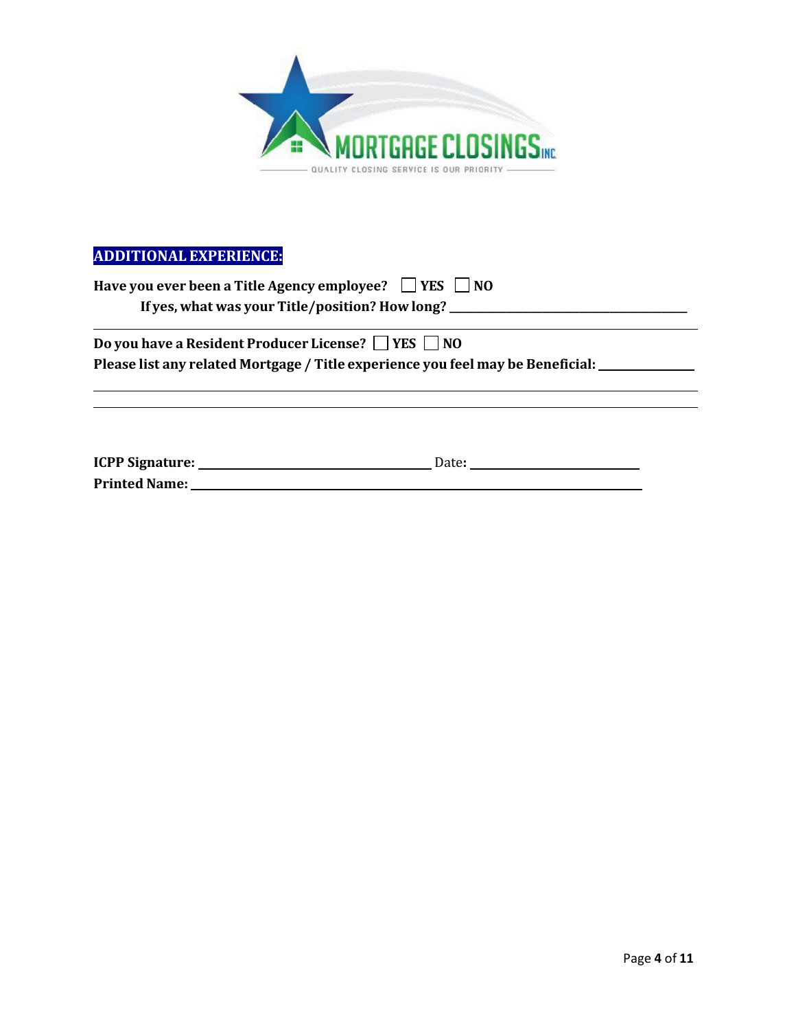MORTGAGE CLOSINGS INC.

QUALITY CLOSING SERVICE IS OUR PRIORITY

## ADDITIONAL EXPERIENCE:

**Have you ever been a Title Agency employee?** ☐ **YES** ☐ **NO**

**If yes, what was your Title/position? How long?** ______________________________

______________________________________________________________________

**Do you have a Resident Producer License?** ☐ **YES** ☐ **NO**

**Please list any related Mortgage / Title experience you feel may be Beneficial:** ____________

______________________________________________________________________

______________________________________________________________________

**ICPP Signature:** ______________________________ Date**:** ____________________

**Printed Name:** ____________________________________________________________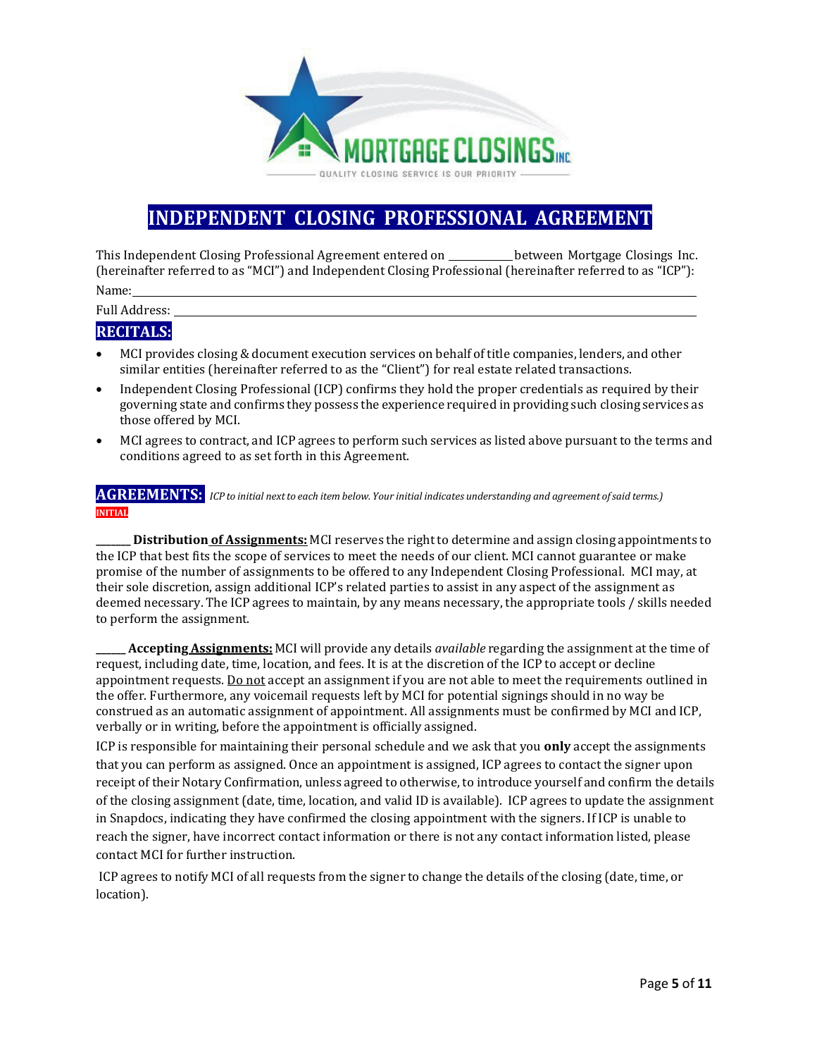# INDEPENDENT CLOSING PROFESSIONAL AGREEMENT

This Independent Closing Professional Agreement entered on ___________ between Mortgage Closings Inc. (hereinafter referred to as "MCI") and Independent Closing Professional (hereinafter referred to as "ICP"):

Name: ______________________________________________________________________________

Full Address: ________________________________________________________________________

## RECITALS:

- MCI provides closing & document execution services on behalf of title companies, lenders, and other similar entities (hereinafter referred to as the "Client") for real estate related transactions.
- Independent Closing Professional (ICP) confirms they hold the proper credentials as required by their governing state and confirms they possess the experience required in providing such closing services as those offered by MCI.
- MCI agrees to contract, and ICP agrees to perform such services as listed above pursuant to the terms and conditions agreed to as set forth in this Agreement.

## AGREEMENTS:

*ICP to initial next to each item below. Your initial indicates understanding and agreement of said terms.)*

INITIAL

_______ **Distribution of Assignments:** MCI reserves the right to determine and assign closing appointments to the ICP that best fits the scope of services to meet the needs of our client. MCI cannot guarantee or make promise of the number of assignments to be offered to any Independent Closing Professional. MCI may, at their sole discretion, assign additional ICP's related parties to assist in any aspect of the assignment as deemed necessary. The ICP agrees to maintain, by any means necessary, the appropriate tools / skills needed to perform the assignment.

______ **Accepting Assignments:** MCI will provide any details *available* regarding the assignment at the time of request, including date, time, location, and fees. It is at the discretion of the ICP to accept or decline appointment requests. Do not accept an assignment if you are not able to meet the requirements outlined in the offer. Furthermore, any voicemail requests left by MCI for potential signings should in no way be construed as an automatic assignment of appointment. All assignments must be confirmed by MCI and ICP, verbally or in writing, before the appointment is officially assigned.

ICP is responsible for maintaining their personal schedule and we ask that you **only** accept the assignments that you can perform as assigned. Once an appointment is assigned, ICP agrees to contact the signer upon receipt of their Notary Confirmation, unless agreed to otherwise, to introduce yourself and confirm the details of the closing assignment (date, time, location, and valid ID is available). ICP agrees to update the assignment in Snapdocs, indicating they have confirmed the closing appointment with the signers. If ICP is unable to reach the signer, have incorrect contact information or there is not any contact information listed, please contact MCI for further instruction.

ICP agrees to notify MCI of all requests from the signer to change the details of the closing (date, time, or location).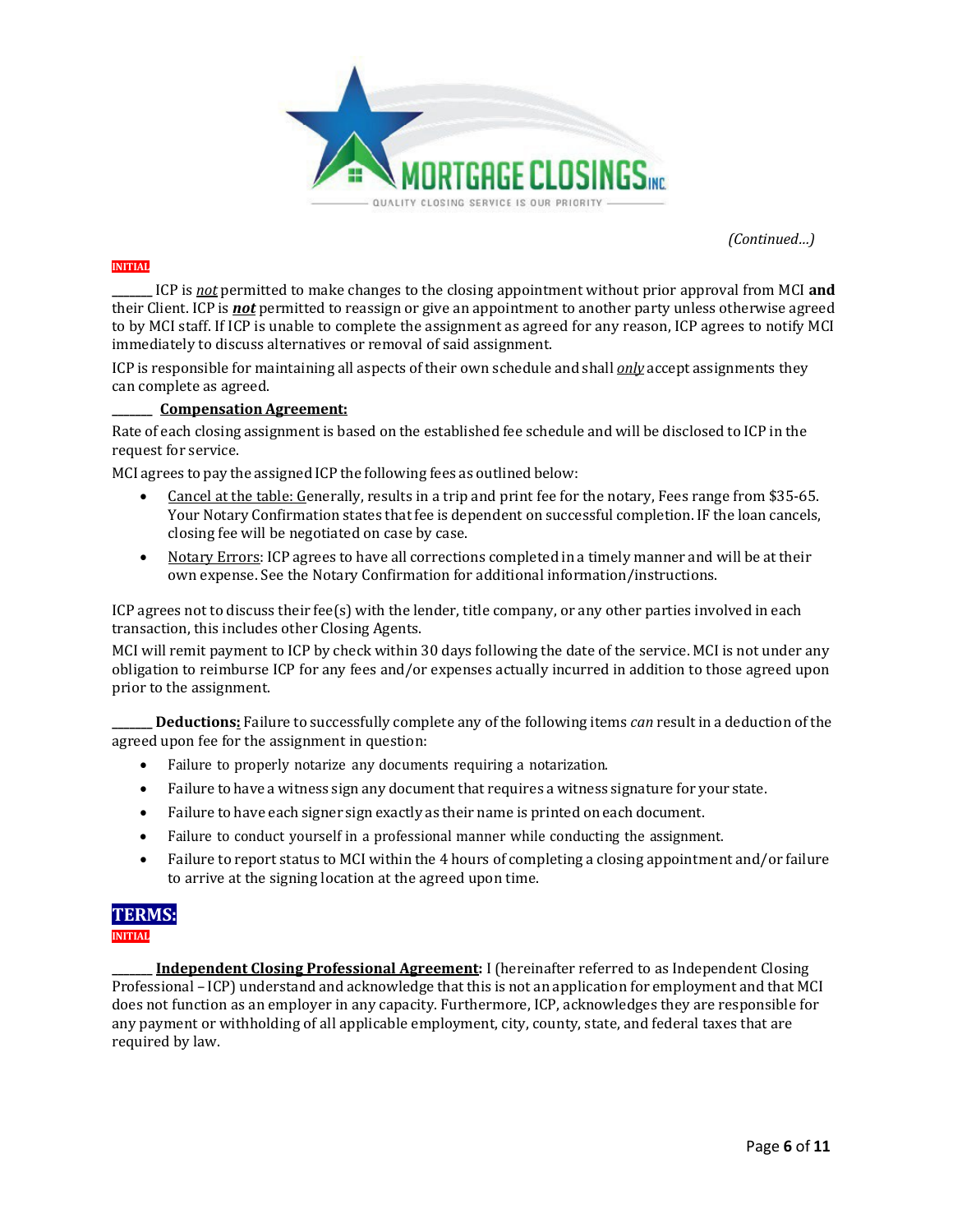*(Continued…)*

INITIAL

_______ ICP is *not* permitted to make changes to the closing appointment without prior approval from MCI **and** their Client. ICP is ***not*** permitted to reassign or give an appointment to another party unless otherwise agreed to by MCI staff. If ICP is unable to complete the assignment as agreed for any reason, ICP agrees to notify MCI immediately to discuss alternatives or removal of said assignment.

ICP is responsible for maintaining all aspects of their own schedule and shall *only* accept assignments they can complete as agreed.

_______ **Compensation Agreement:**

Rate of each closing assignment is based on the established fee schedule and will be disclosed to ICP in the request for service.

MCI agrees to pay the assigned ICP the following fees as outlined below:

- Cancel at the table: Generally, results in a trip and print fee for the notary, Fees range from $35-65. Your Notary Confirmation states that fee is dependent on successful completion. IF the loan cancels, closing fee will be negotiated on case by case.
- Notary Errors: ICP agrees to have all corrections completed in a timely manner and will be at their own expense. See the Notary Confirmation for additional information/instructions.

ICP agrees not to discuss their fee(s) with the lender, title company, or any other parties involved in each transaction, this includes other Closing Agents.

MCI will remit payment to ICP by check within 30 days following the date of the service. MCI is not under any obligation to reimburse ICP for any fees and/or expenses actually incurred in addition to those agreed upon prior to the assignment.

_______ **Deductions:** Failure to successfully complete any of the following items *can* result in a deduction of the agreed upon fee for the assignment in question:

- Failure to properly notarize any documents requiring a notarization.
- Failure to have a witness sign any document that requires a witness signature for your state.
- Failure to have each signer sign exactly as their name is printed on each document.
- Failure to conduct yourself in a professional manner while conducting the assignment.
- Failure to report status to MCI within the 4 hours of completing a closing appointment and/or failure to arrive at the signing location at the agreed upon time.

## TERMS:

INITIAL

_______ **Independent Closing Professional Agreement:** I (hereinafter referred to as Independent Closing Professional – ICP) understand and acknowledge that this is not an application for employment and that MCI does not function as an employer in any capacity. Furthermore, ICP, acknowledges they are responsible for any payment or withholding of all applicable employment, city, county, state, and federal taxes that are required by law.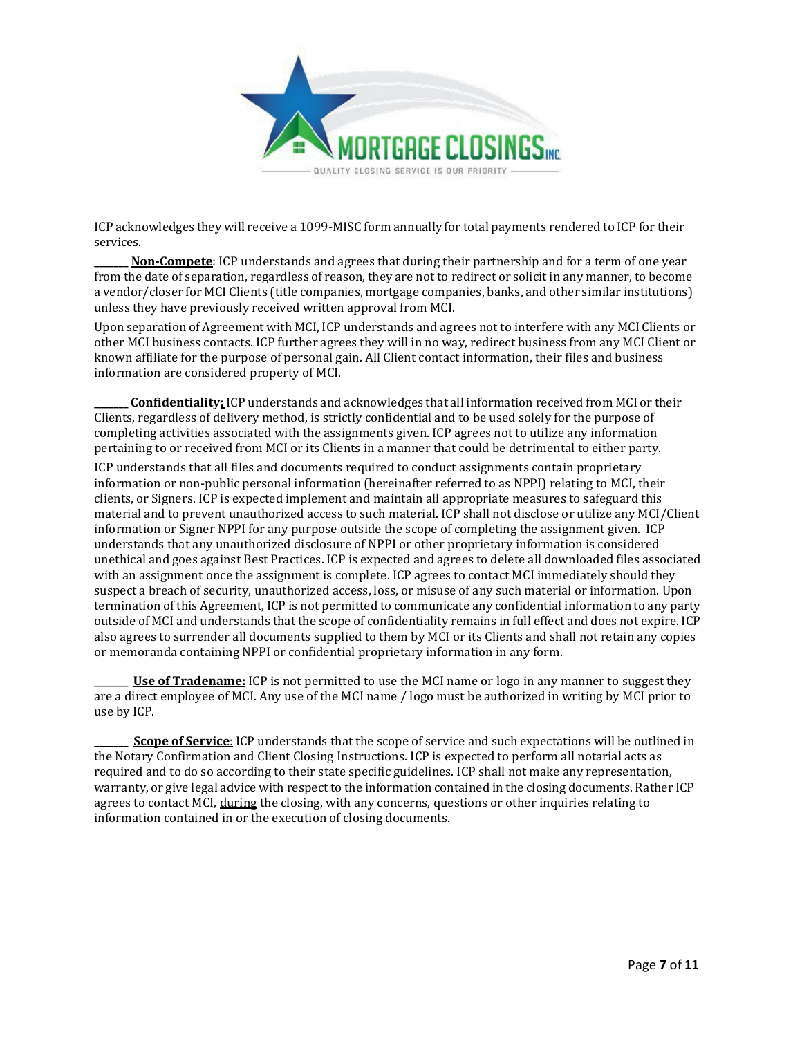ICP acknowledges they will receive a 1099-MISC form annually for total payments rendered to ICP for their services.

_______ **Non-Compete**: ICP understands and agrees that during their partnership and for a term of one year from the date of separation, regardless of reason, they are not to redirect or solicit in any manner, to become a vendor/closer for MCI Clients (title companies, mortgage companies, banks, and other similar institutions) unless they have previously received written approval from MCI.

Upon separation of Agreement with MCI, ICP understands and agrees not to interfere with any MCI Clients or other MCI business contacts. ICP further agrees they will in no way, redirect business from any MCI Client or known affiliate for the purpose of personal gain. All Client contact information, their files and business information are considered property of MCI.

_______ **Confidentiality:** ICP understands and acknowledges that all information received from MCI or their Clients, regardless of delivery method, is strictly confidential and to be used solely for the purpose of completing activities associated with the assignments given. ICP agrees not to utilize any information pertaining to or received from MCI or its Clients in a manner that could be detrimental to either party.

ICP understands that all files and documents required to conduct assignments contain proprietary information or non-public personal information (hereinafter referred to as NPPI) relating to MCI, their clients, or Signers. ICP is expected implement and maintain all appropriate measures to safeguard this material and to prevent unauthorized access to such material. ICP shall not disclose or utilize any MCI/Client information or Signer NPPI for any purpose outside the scope of completing the assignment given. ICP understands that any unauthorized disclosure of NPPI or other proprietary information is considered unethical and goes against Best Practices. ICP is expected and agrees to delete all downloaded files associated with an assignment once the assignment is complete. ICP agrees to contact MCI immediately should they suspect a breach of security, unauthorized access, loss, or misuse of any such material or information. Upon termination of this Agreement, ICP is not permitted to communicate any confidential information to any party outside of MCI and understands that the scope of confidentiality remains in full effect and does not expire. ICP also agrees to surrender all documents supplied to them by MCI or its Clients and shall not retain any copies or memoranda containing NPPI or confidential proprietary information in any form.

_______ **Use of Tradename:** ICP is not permitted to use the MCI name or logo in any manner to suggest they are a direct employee of MCI. Any use of the MCI name / logo must be authorized in writing by MCI prior to use by ICP.

_______ **Scope of Service**: ICP understands that the scope of service and such expectations will be outlined in the Notary Confirmation and Client Closing Instructions. ICP is expected to perform all notarial acts as required and to do so according to their state specific guidelines. ICP shall not make any representation, warranty, or give legal advice with respect to the information contained in the closing documents. Rather ICP agrees to contact MCI, during the closing, with any concerns, questions or other inquiries relating to information contained in or the execution of closing documents.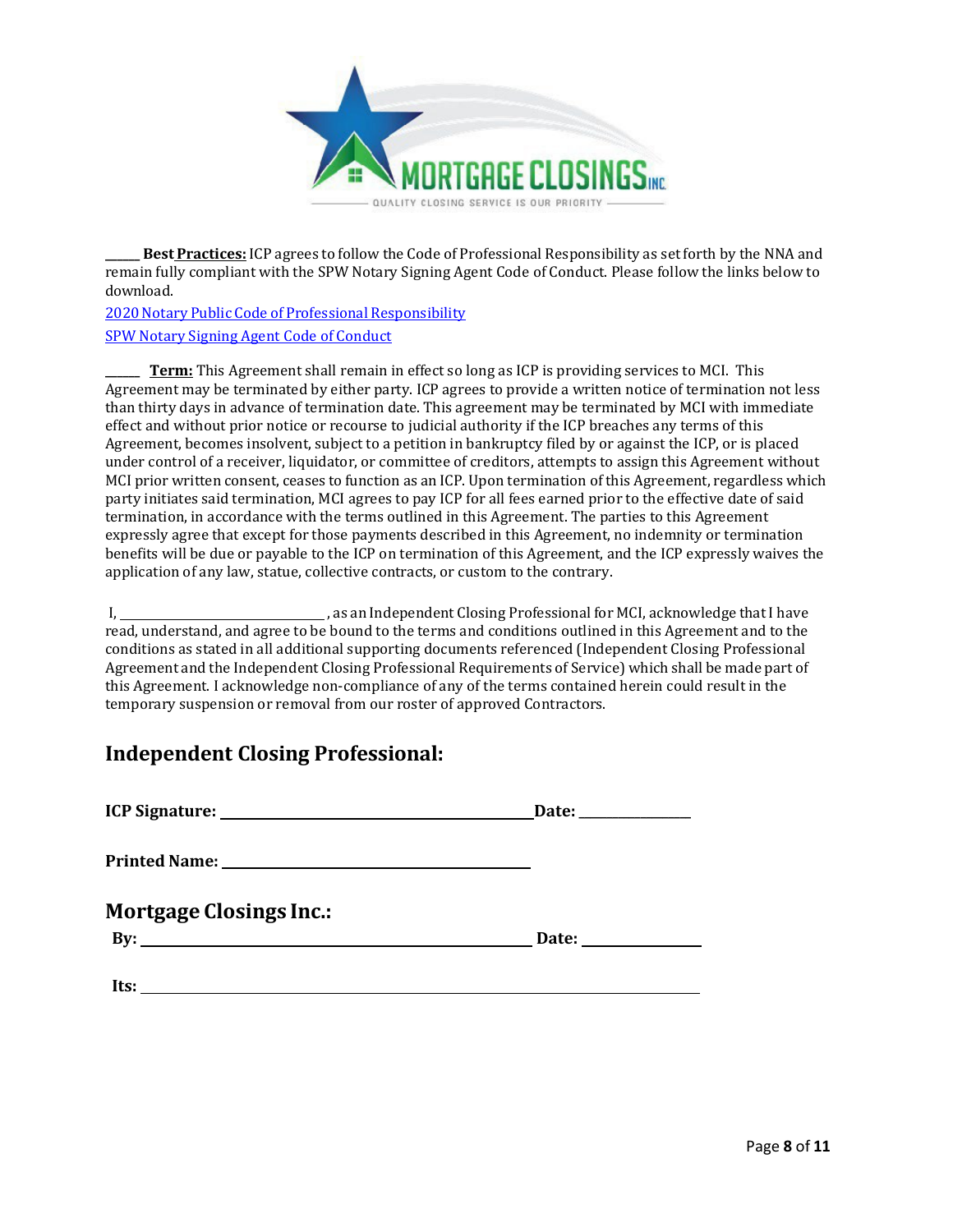______ **Best Practices:** ICP agrees to follow the Code of Professional Responsibility as set forth by the NNA and remain fully compliant with the SPW Notary Signing Agent Code of Conduct. Please follow the links below to download.

2020 Notary Public Code of Professional Responsibility

SPW Notary Signing Agent Code of Conduct

______ **Term:** This Agreement shall remain in effect so long as ICP is providing services to MCI. This Agreement may be terminated by either party. ICP agrees to provide a written notice of termination not less than thirty days in advance of termination date. This agreement may be terminated by MCI with immediate effect and without prior notice or recourse to judicial authority if the ICP breaches any terms of this Agreement, becomes insolvent, subject to a petition in bankruptcy filed by or against the ICP, or is placed under control of a receiver, liquidator, or committee of creditors, attempts to assign this Agreement without MCI prior written consent, ceases to function as an ICP. Upon termination of this Agreement, regardless which party initiates said termination, MCI agrees to pay ICP for all fees earned prior to the effective date of said termination, in accordance with the terms outlined in this Agreement. The parties to this Agreement expressly agree that except for those payments described in this Agreement, no indemnity or termination benefits will be due or payable to the ICP on termination of this Agreement, and the ICP expressly waives the application of any law, statue, collective contracts, or custom to the contrary.

I, ______________________________, as an Independent Closing Professional for MCI, acknowledge that I have read, understand, and agree to be bound to the terms and conditions outlined in this Agreement and to the conditions as stated in all additional supporting documents referenced (Independent Closing Professional Agreement and the Independent Closing Professional Requirements of Service) which shall be made part of this Agreement. I acknowledge non-compliance of any of the terms contained herein could result in the temporary suspension or removal from our roster of approved Contractors.

## Independent Closing Professional:

**ICP Signature:** ____________________________________________ **Date:** ________________

**Printed Name:** ____________________________________________

## Mortgage Closings Inc.:

**By:** ____________________________________________ **Date:** ________________

**Its:** ____________________________________________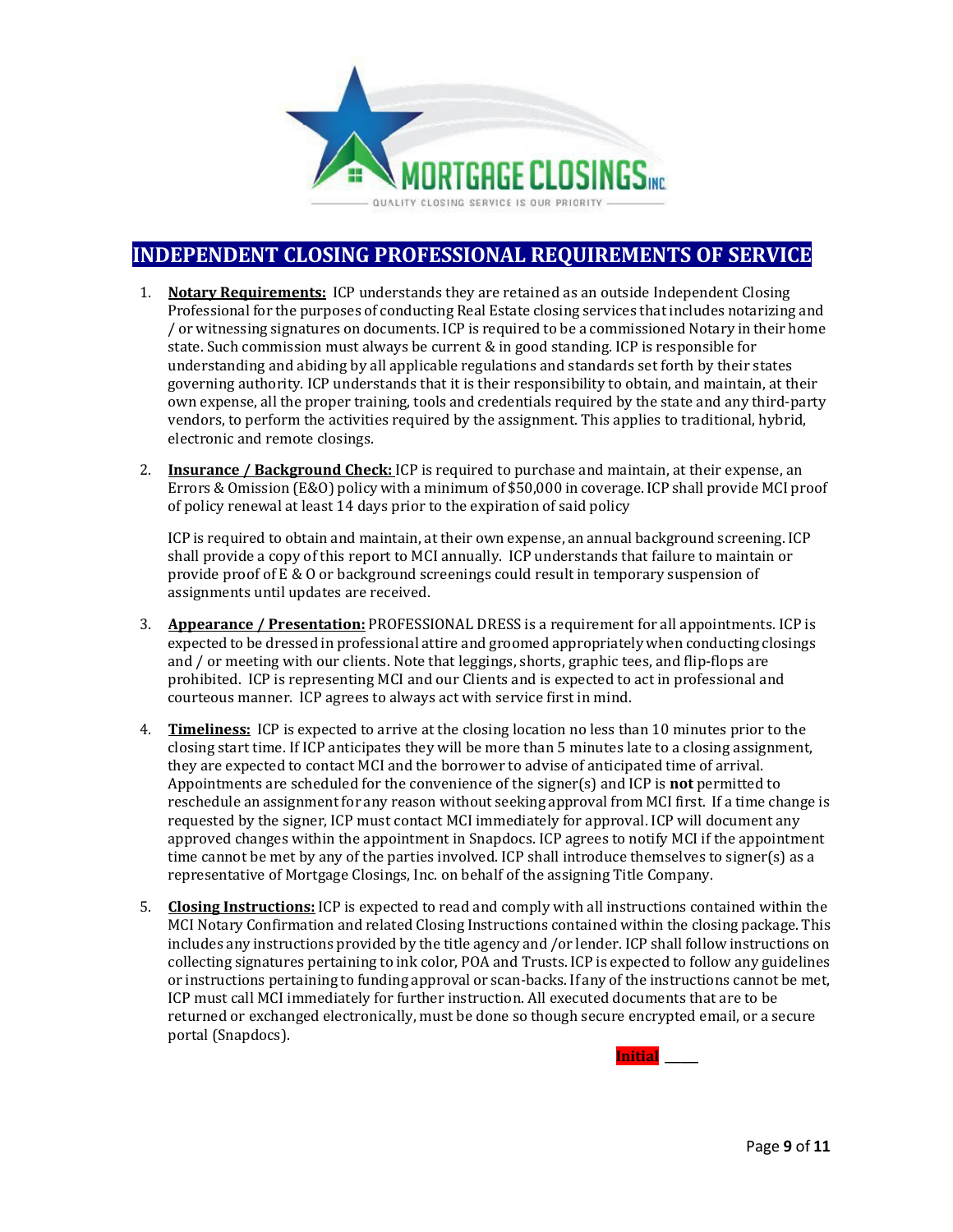# INDEPENDENT CLOSING PROFESSIONAL REQUIREMENTS OF SERVICE

1. **Notary Requirements:** ICP understands they are retained as an outside Independent Closing Professional for the purposes of conducting Real Estate closing services that includes notarizing and / or witnessing signatures on documents. ICP is required to be a commissioned Notary in their home state. Such commission must always be current & in good standing. ICP is responsible for understanding and abiding by all applicable regulations and standards set forth by their states governing authority. ICP understands that it is their responsibility to obtain, and maintain, at their own expense, all the proper training, tools and credentials required by the state and any third-party vendors, to perform the activities required by the assignment. This applies to traditional, hybrid, electronic and remote closings.

2. **Insurance / Background Check:** ICP is required to purchase and maintain, at their expense, an Errors & Omission (E&O) policy with a minimum of $50,000 in coverage. ICP shall provide MCI proof of policy renewal at least 14 days prior to the expiration of said policy

   ICP is required to obtain and maintain, at their own expense, an annual background screening. ICP shall provide a copy of this report to MCI annually. ICP understands that failure to maintain or provide proof of E & O or background screenings could result in temporary suspension of assignments until updates are received.

3. **Appearance / Presentation:** PROFESSIONAL DRESS is a requirement for all appointments. ICP is expected to be dressed in professional attire and groomed appropriately when conducting closings and / or meeting with our clients. Note that leggings, shorts, graphic tees, and flip-flops are prohibited. ICP is representing MCI and our Clients and is expected to act in professional and courteous manner. ICP agrees to always act with service first in mind.

4. **Timeliness:** ICP is expected to arrive at the closing location no less than 10 minutes prior to the closing start time. If ICP anticipates they will be more than 5 minutes late to a closing assignment, they are expected to contact MCI and the borrower to advise of anticipated time of arrival. Appointments are scheduled for the convenience of the signer(s) and ICP is **not** permitted to reschedule an assignment for any reason without seeking approval from MCI first. If a time change is requested by the signer, ICP must contact MCI immediately for approval. ICP will document any approved changes within the appointment in Snapdocs. ICP agrees to notify MCI if the appointment time cannot be met by any of the parties involved. ICP shall introduce themselves to signer(s) as a representative of Mortgage Closings, Inc. on behalf of the assigning Title Company.

5. **Closing Instructions:** ICP is expected to read and comply with all instructions contained within the MCI Notary Confirmation and related Closing Instructions contained within the closing package. This includes any instructions provided by the title agency and /or lender. ICP shall follow instructions on collecting signatures pertaining to ink color, POA and Trusts. ICP is expected to follow any guidelines or instructions pertaining to funding approval or scan-backs. If any of the instructions cannot be met, ICP must call MCI immediately for further instruction. All executed documents that are to be returned or exchanged electronically, must be done so though secure encrypted email, or a secure portal (Snapdocs).

**Initial** _____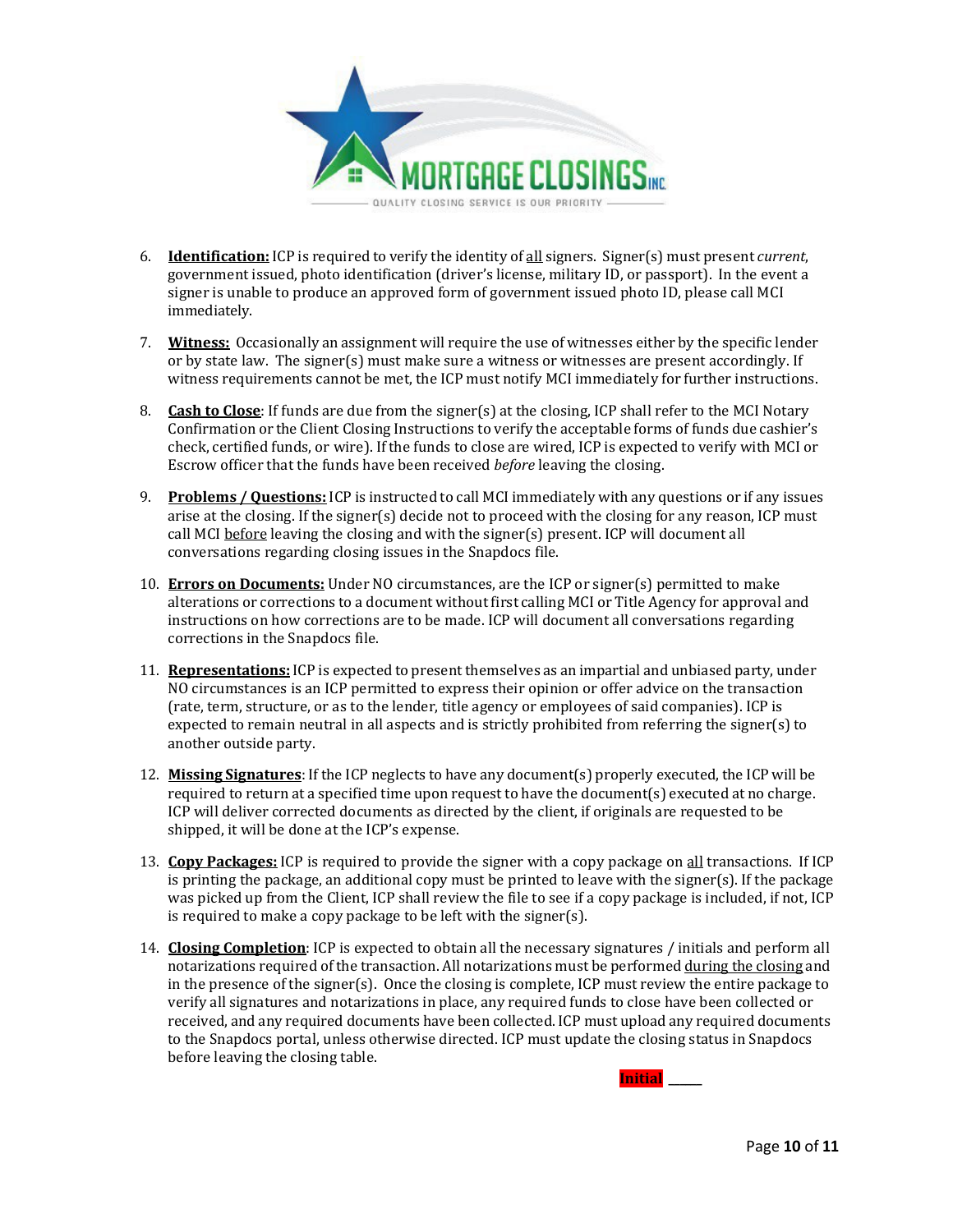6. **Identification:** ICP is required to verify the identity of all signers. Signer(s) must present *current*, government issued, photo identification (driver's license, military ID, or passport). In the event a signer is unable to produce an approved form of government issued photo ID, please call MCI immediately.

7. **Witness:** Occasionally an assignment will require the use of witnesses either by the specific lender or by state law. The signer(s) must make sure a witness or witnesses are present accordingly. If witness requirements cannot be met, the ICP must notify MCI immediately for further instructions.

8. **Cash to Close**: If funds are due from the signer(s) at the closing, ICP shall refer to the MCI Notary Confirmation or the Client Closing Instructions to verify the acceptable forms of funds due cashier's check, certified funds, or wire). If the funds to close are wired, ICP is expected to verify with MCI or Escrow officer that the funds have been received *before* leaving the closing.

9. **Problems / Questions:** ICP is instructed to call MCI immediately with any questions or if any issues arise at the closing. If the signer(s) decide not to proceed with the closing for any reason, ICP must call MCI before leaving the closing and with the signer(s) present. ICP will document all conversations regarding closing issues in the Snapdocs file.

10. **Errors on Documents:** Under NO circumstances, are the ICP or signer(s) permitted to make alterations or corrections to a document without first calling MCI or Title Agency for approval and instructions on how corrections are to be made. ICP will document all conversations regarding corrections in the Snapdocs file.

11. **Representations:** ICP is expected to present themselves as an impartial and unbiased party, under NO circumstances is an ICP permitted to express their opinion or offer advice on the transaction (rate, term, structure, or as to the lender, title agency or employees of said companies). ICP is expected to remain neutral in all aspects and is strictly prohibited from referring the signer(s) to another outside party.

12. **Missing Signatures**: If the ICP neglects to have any document(s) properly executed, the ICP will be required to return at a specified time upon request to have the document(s) executed at no charge. ICP will deliver corrected documents as directed by the client, if originals are requested to be shipped, it will be done at the ICP's expense.

13. **Copy Packages:** ICP is required to provide the signer with a copy package on all transactions. If ICP is printing the package, an additional copy must be printed to leave with the signer(s). If the package was picked up from the Client, ICP shall review the file to see if a copy package is included, if not, ICP is required to make a copy package to be left with the signer(s).

14. **Closing Completion**: ICP is expected to obtain all the necessary signatures / initials and perform all notarizations required of the transaction. All notarizations must be performed during the closing and in the presence of the signer(s). Once the closing is complete, ICP must review the entire package to verify all signatures and notarizations in place, any required funds to close have been collected or received, and any required documents have been collected. ICP must upload any required documents to the Snapdocs portal, unless otherwise directed. ICP must update the closing status in Snapdocs before leaving the closing table.

**Initial** _____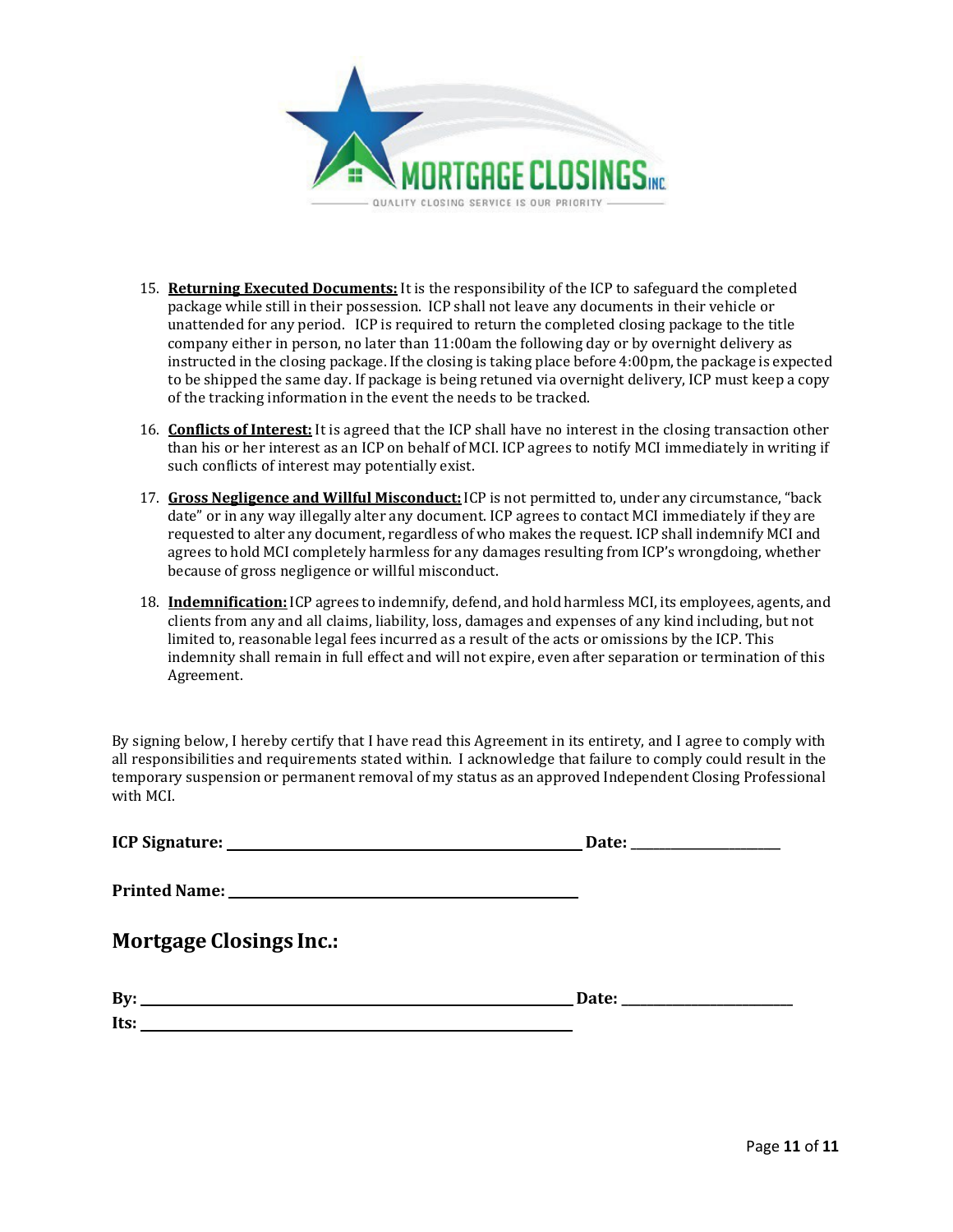15. **Returning Executed Documents:** It is the responsibility of the ICP to safeguard the completed package while still in their possession. ICP shall not leave any documents in their vehicle or unattended for any period. ICP is required to return the completed closing package to the title company either in person, no later than 11:00am the following day or by overnight delivery as instructed in the closing package. If the closing is taking place before 4:00pm, the package is expected to be shipped the same day. If package is being retuned via overnight delivery, ICP must keep a copy of the tracking information in the event the needs to be tracked.

16. **Conflicts of Interest:** It is agreed that the ICP shall have no interest in the closing transaction other than his or her interest as an ICP on behalf of MCI. ICP agrees to notify MCI immediately in writing if such conflicts of interest may potentially exist.

17. **Gross Negligence and Willful Misconduct:** ICP is not permitted to, under any circumstance, "back date" or in any way illegally alter any document. ICP agrees to contact MCI immediately if they are requested to alter any document, regardless of who makes the request. ICP shall indemnify MCI and agrees to hold MCI completely harmless for any damages resulting from ICP's wrongdoing, whether because of gross negligence or willful misconduct.

18. **Indemnification:** ICP agrees to indemnify, defend, and hold harmless MCI, its employees, agents, and clients from any and all claims, liability, loss, damages and expenses of any kind including, but not limited to, reasonable legal fees incurred as a result of the acts or omissions by the ICP. This indemnity shall remain in full effect and will not expire, even after separation or termination of this Agreement.

By signing below, I hereby certify that I have read this Agreement in its entirety, and I agree to comply with all responsibilities and requirements stated within. I acknowledge that failure to comply could result in the temporary suspension or permanent removal of my status as an approved Independent Closing Professional with MCI.

**ICP Signature:** ______________________________ **Date:** ______________

**Printed Name:** ______________________________

## Mortgage Closings Inc.:

**By:** ______________________________ **Date:** ______________

**Its:** ______________________________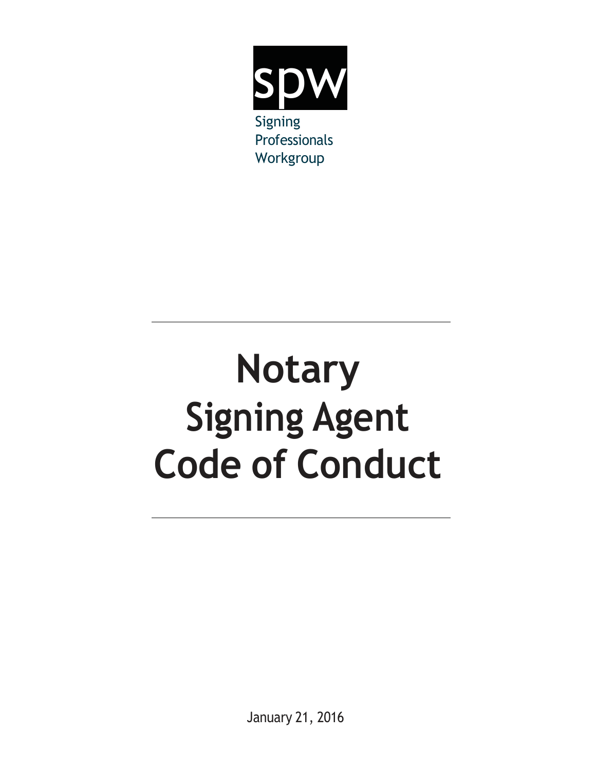spw

Signing
Professionals
Workgroup

# Notary Signing Agent Code of Conduct

January 21, 2016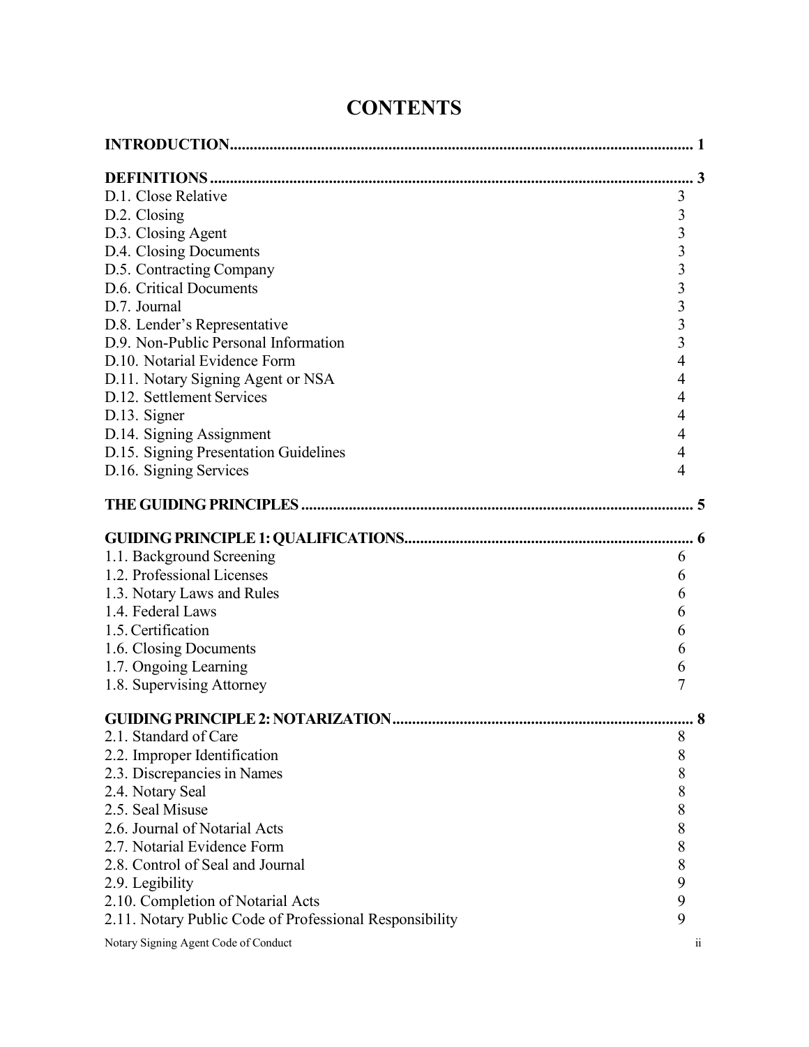# CONTENTS

| | |
|---|---|
| **INTRODUCTION** | **1** |
| **DEFINITIONS** | **3** |
| D.1. Close Relative | 3 |
| D.2. Closing | 3 |
| D.3. Closing Agent | 3 |
| D.4. Closing Documents | 3 |
| D.5. Contracting Company | 3 |
| D.6. Critical Documents | 3 |
| D.7. Journal | 3 |
| D.8. Lender's Representative | 3 |
| D.9. Non-Public Personal Information | 3 |
| D.10. Notarial Evidence Form | 4 |
| D.11. Notary Signing Agent or NSA | 4 |
| D.12. Settlement Services | 4 |
| D.13. Signer | 4 |
| D.14. Signing Assignment | 4 |
| D.15. Signing Presentation Guidelines | 4 |
| D.16. Signing Services | 4 |
| **THE GUIDING PRINCIPLES** | **5** |
| **GUIDING PRINCIPLE 1: QUALIFICATIONS** | **6** |
| 1.1. Background Screening | 6 |
| 1.2. Professional Licenses | 6 |
| 1.3. Notary Laws and Rules | 6 |
| 1.4. Federal Laws | 6 |
| 1.5. Certification | 6 |
| 1.6. Closing Documents | 6 |
| 1.7. Ongoing Learning | 6 |
| 1.8. Supervising Attorney | 7 |
| **GUIDING PRINCIPLE 2: NOTARIZATION** | **8** |
| 2.1. Standard of Care | 8 |
| 2.2. Improper Identification | 8 |
| 2.3. Discrepancies in Names | 8 |
| 2.4. Notary Seal | 8 |
| 2.5. Seal Misuse | 8 |
| 2.6. Journal of Notarial Acts | 8 |
| 2.7. Notarial Evidence Form | 8 |
| 2.8. Control of Seal and Journal | 8 |
| 2.9. Legibility | 9 |
| 2.10. Completion of Notarial Acts | 9 |
| 2.11. Notary Public Code of Professional Responsibility | 9 |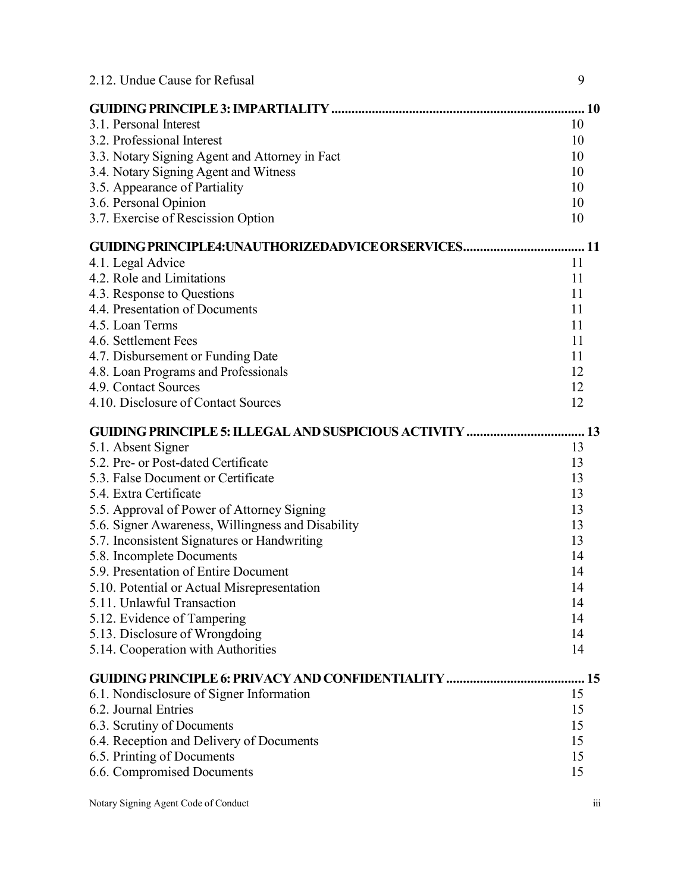| | |
|---|---|
| 2.12. Undue Cause for Refusal | 9 |
| **GUIDING PRINCIPLE 3: IMPARTIALITY** | **10** |
| 3.1. Personal Interest | 10 |
| 3.2. Professional Interest | 10 |
| 3.3. Notary Signing Agent and Attorney in Fact | 10 |
| 3.4. Notary Signing Agent and Witness | 10 |
| 3.5. Appearance of Partiality | 10 |
| 3.6. Personal Opinion | 10 |
| 3.7. Exercise of Rescission Option | 10 |
| **GUIDING PRINCIPLE 4: UNAUTHORIZED ADVICE OR SERVICES** | **11** |
| 4.1. Legal Advice | 11 |
| 4.2. Role and Limitations | 11 |
| 4.3. Response to Questions | 11 |
| 4.4. Presentation of Documents | 11 |
| 4.5. Loan Terms | 11 |
| 4.6. Settlement Fees | 11 |
| 4.7. Disbursement or Funding Date | 11 |
| 4.8. Loan Programs and Professionals | 12 |
| 4.9. Contact Sources | 12 |
| 4.10. Disclosure of Contact Sources | 12 |
| **GUIDING PRINCIPLE 5: ILLEGAL AND SUSPICIOUS ACTIVITY** | **13** |
| 5.1. Absent Signer | 13 |
| 5.2. Pre- or Post-dated Certificate | 13 |
| 5.3. False Document or Certificate | 13 |
| 5.4. Extra Certificate | 13 |
| 5.5. Approval of Power of Attorney Signing | 13 |
| 5.6. Signer Awareness, Willingness and Disability | 13 |
| 5.7. Inconsistent Signatures or Handwriting | 13 |
| 5.8. Incomplete Documents | 14 |
| 5.9. Presentation of Entire Document | 14 |
| 5.10. Potential or Actual Misrepresentation | 14 |
| 5.11. Unlawful Transaction | 14 |
| 5.12. Evidence of Tampering | 14 |
| 5.13. Disclosure of Wrongdoing | 14 |
| 5.14. Cooperation with Authorities | 14 |
| **GUIDING PRINCIPLE 6: PRIVACY AND CONFIDENTIALITY** | **15** |
| 6.1. Nondisclosure of Signer Information | 15 |
| 6.2. Journal Entries | 15 |
| 6.3. Scrutiny of Documents | 15 |
| 6.4. Reception and Delivery of Documents | 15 |
| 6.5. Printing of Documents | 15 |
| 6.6. Compromised Documents | 15 |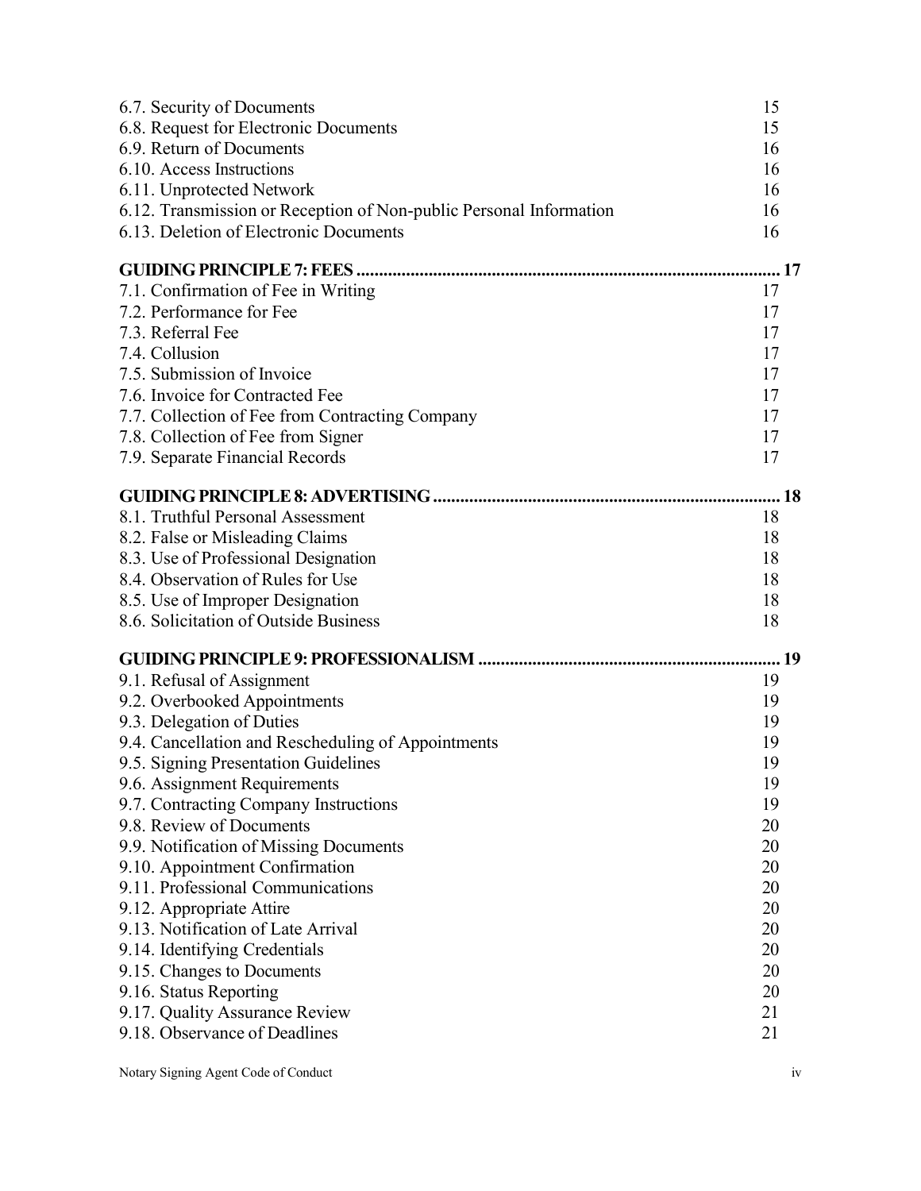6.7. Security of Documents 15
6.8. Request for Electronic Documents 15
6.9. Return of Documents 16
6.10. Access Instructions 16
6.11. Unprotected Network 16
6.12. Transmission or Reception of Non-public Personal Information 16
6.13. Deletion of Electronic Documents 16

**GUIDING PRINCIPLE 7: FEES .......... 17**

7.1. Confirmation of Fee in Writing 17
7.2. Performance for Fee 17
7.3. Referral Fee 17
7.4. Collusion 17
7.5. Submission of Invoice 17
7.6. Invoice for Contracted Fee 17
7.7. Collection of Fee from Contracting Company 17
7.8. Collection of Fee from Signer 17
7.9. Separate Financial Records 17

**GUIDING PRINCIPLE 8: ADVERTISING .......... 18**

8.1. Truthful Personal Assessment 18
8.2. False or Misleading Claims 18
8.3. Use of Professional Designation 18
8.4. Observation of Rules for Use 18
8.5. Use of Improper Designation 18
8.6. Solicitation of Outside Business 18

**GUIDING PRINCIPLE 9: PROFESSIONALISM .......... 19**

9.1. Refusal of Assignment 19
9.2. Overbooked Appointments 19
9.3. Delegation of Duties 19
9.4. Cancellation and Rescheduling of Appointments 19
9.5. Signing Presentation Guidelines 19
9.6. Assignment Requirements 19
9.7. Contracting Company Instructions 19
9.8. Review of Documents 20
9.9. Notification of Missing Documents 20
9.10. Appointment Confirmation 20
9.11. Professional Communications 20
9.12. Appropriate Attire 20
9.13. Notification of Late Arrival 20
9.14. Identifying Credentials 20
9.15. Changes to Documents 20
9.16. Status Reporting 20
9.17. Quality Assurance Review 21
9.18. Observance of Deadlines 21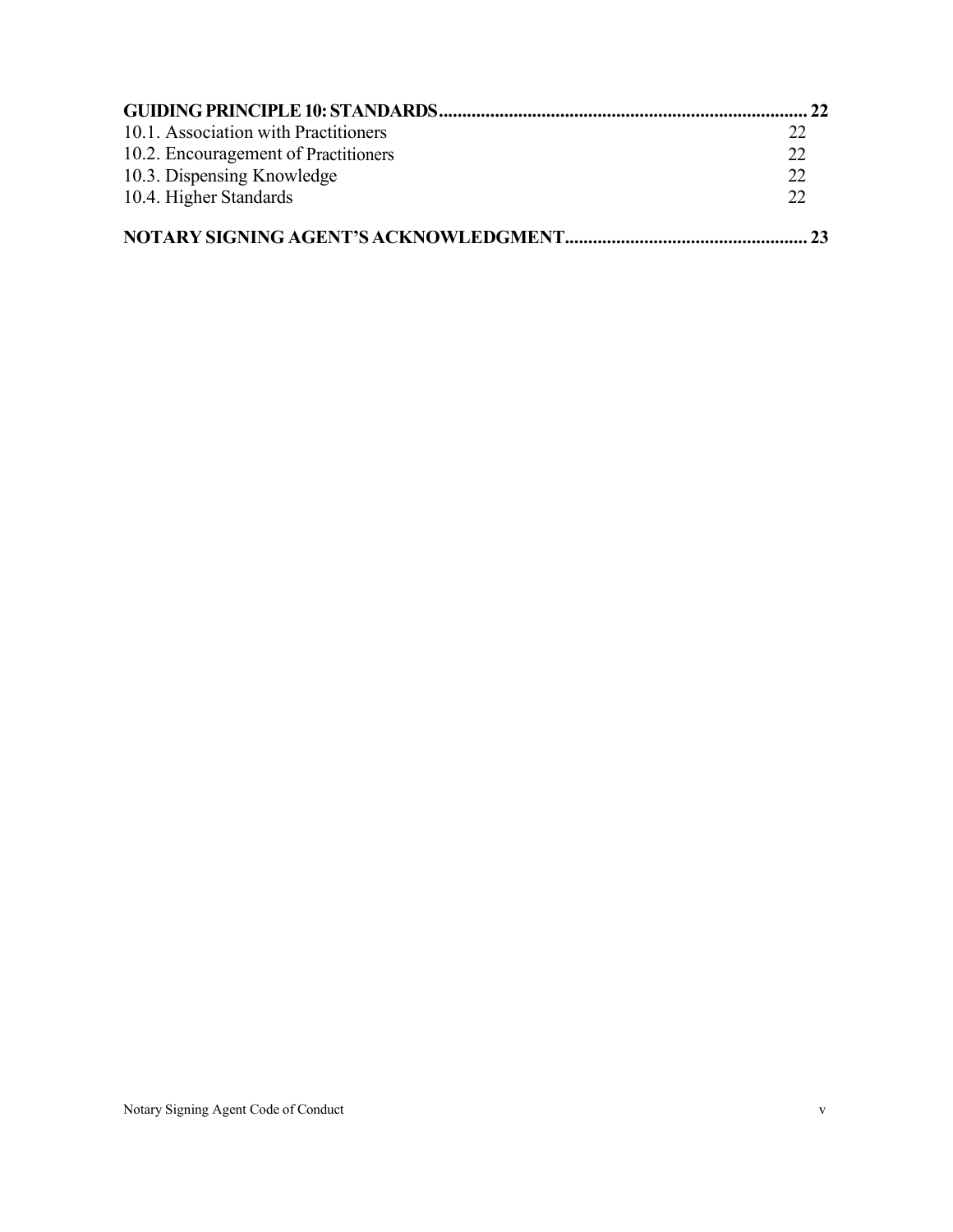**GUIDING PRINCIPLE 10: STANDARDS................................................................................ 22**

10.1. Association with Practitioners 22
10.2. Encouragement of Practitioners 22
10.3. Dispensing Knowledge 22
10.4. Higher Standards 22

**NOTARY SIGNING AGENT'S ACKNOWLEDGMENT.................................................... 23**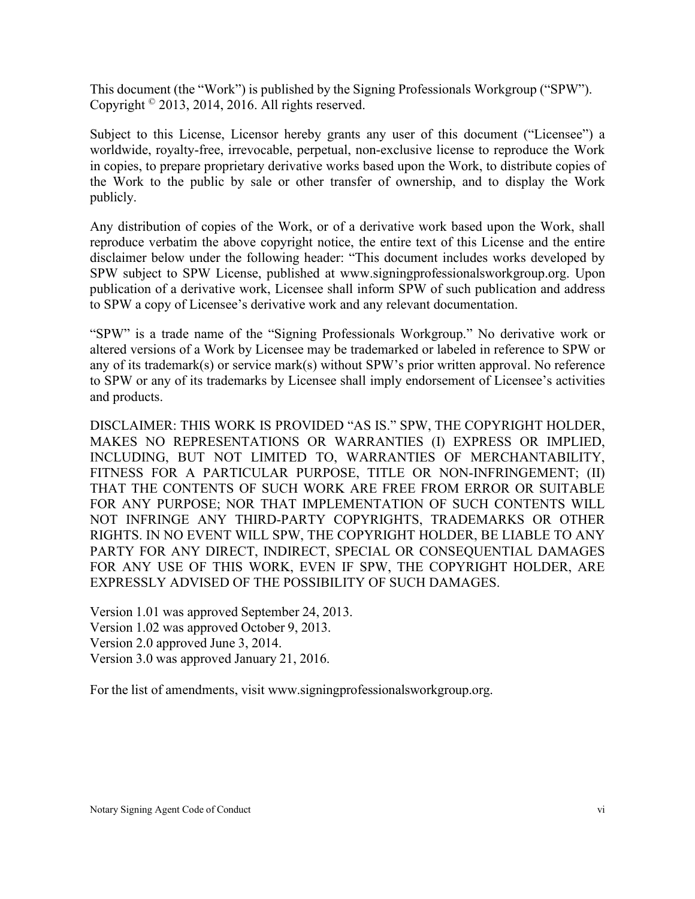This document (the "Work") is published by the Signing Professionals Workgroup ("SPW"). Copyright © 2013, 2014, 2016. All rights reserved.

Subject to this License, Licensor hereby grants any user of this document ("Licensee") a worldwide, royalty-free, irrevocable, perpetual, non-exclusive license to reproduce the Work in copies, to prepare proprietary derivative works based upon the Work, to distribute copies of the Work to the public by sale or other transfer of ownership, and to display the Work publicly.

Any distribution of copies of the Work, or of a derivative work based upon the Work, shall reproduce verbatim the above copyright notice, the entire text of this License and the entire disclaimer below under the following header: "This document includes works developed by SPW subject to SPW License, published at www.signingprofessionalsworkgroup.org. Upon publication of a derivative work, Licensee shall inform SPW of such publication and address to SPW a copy of Licensee's derivative work and any relevant documentation.

"SPW" is a trade name of the "Signing Professionals Workgroup." No derivative work or altered versions of a Work by Licensee may be trademarked or labeled in reference to SPW or any of its trademark(s) or service mark(s) without SPW's prior written approval. No reference to SPW or any of its trademarks by Licensee shall imply endorsement of Licensee's activities and products.

DISCLAIMER: THIS WORK IS PROVIDED "AS IS." SPW, THE COPYRIGHT HOLDER, MAKES NO REPRESENTATIONS OR WARRANTIES (I) EXPRESS OR IMPLIED, INCLUDING, BUT NOT LIMITED TO, WARRANTIES OF MERCHANTABILITY, FITNESS FOR A PARTICULAR PURPOSE, TITLE OR NON-INFRINGEMENT; (II) THAT THE CONTENTS OF SUCH WORK ARE FREE FROM ERROR OR SUITABLE FOR ANY PURPOSE; NOR THAT IMPLEMENTATION OF SUCH CONTENTS WILL NOT INFRINGE ANY THIRD-PARTY COPYRIGHTS, TRADEMARKS OR OTHER RIGHTS. IN NO EVENT WILL SPW, THE COPYRIGHT HOLDER, BE LIABLE TO ANY PARTY FOR ANY DIRECT, INDIRECT, SPECIAL OR CONSEQUENTIAL DAMAGES FOR ANY USE OF THIS WORK, EVEN IF SPW, THE COPYRIGHT HOLDER, ARE EXPRESSLY ADVISED OF THE POSSIBILITY OF SUCH DAMAGES.

Version 1.01 was approved September 24, 2013.
Version 1.02 was approved October 9, 2013.
Version 2.0 approved June 3, 2014.
Version 3.0 was approved January 21, 2016.

For the list of amendments, visit www.signingprofessionalsworkgroup.org.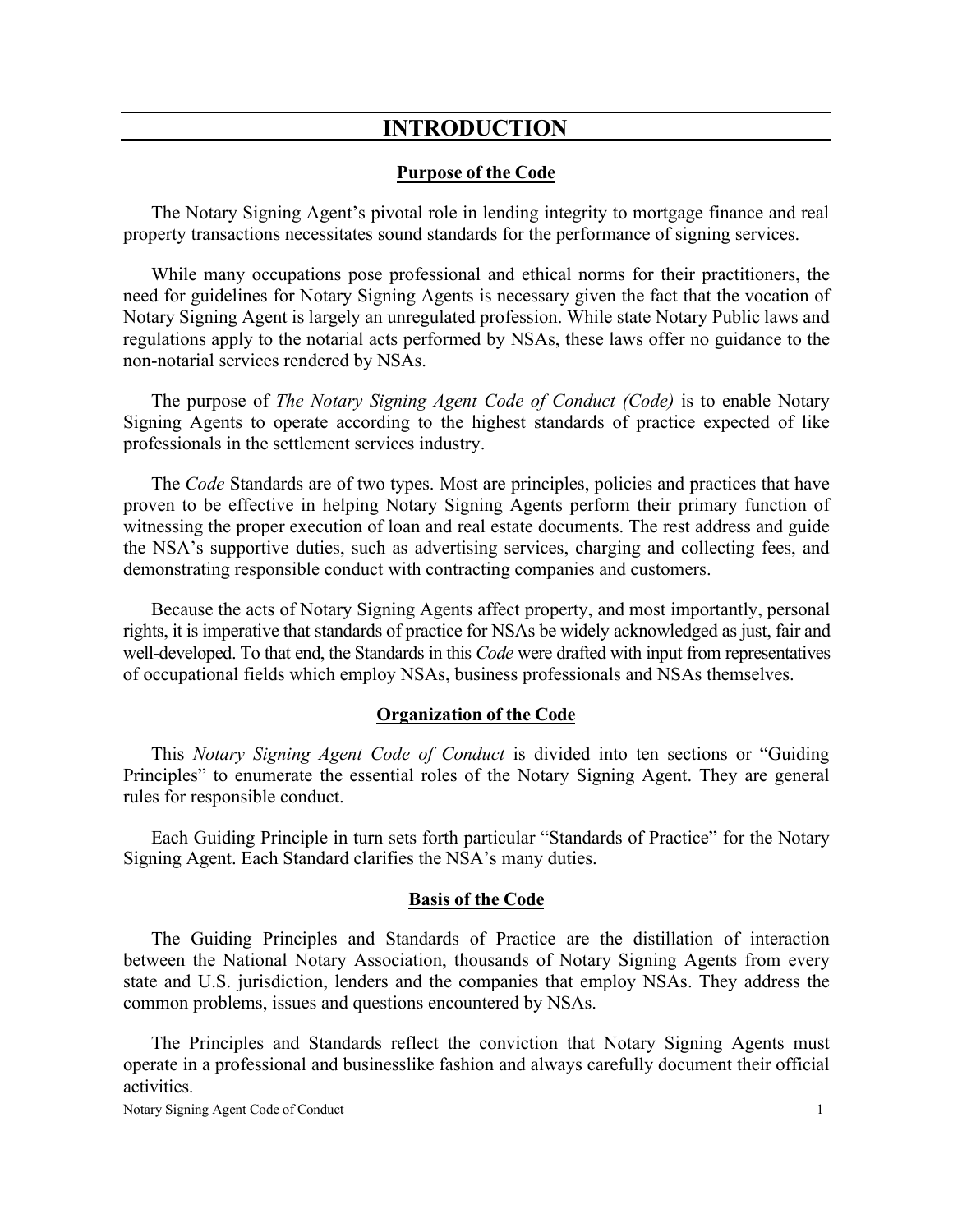# INTRODUCTION

## Purpose of the Code

The Notary Signing Agent's pivotal role in lending integrity to mortgage finance and real property transactions necessitates sound standards for the performance of signing services.

While many occupations pose professional and ethical norms for their practitioners, the need for guidelines for Notary Signing Agents is necessary given the fact that the vocation of Notary Signing Agent is largely an unregulated profession. While state Notary Public laws and regulations apply to the notarial acts performed by NSAs, these laws offer no guidance to the non-notarial services rendered by NSAs.

The purpose of *The Notary Signing Agent Code of Conduct (Code)* is to enable Notary Signing Agents to operate according to the highest standards of practice expected of like professionals in the settlement services industry.

The *Code* Standards are of two types. Most are principles, policies and practices that have proven to be effective in helping Notary Signing Agents perform their primary function of witnessing the proper execution of loan and real estate documents. The rest address and guide the NSA's supportive duties, such as advertising services, charging and collecting fees, and demonstrating responsible conduct with contracting companies and customers.

Because the acts of Notary Signing Agents affect property, and most importantly, personal rights, it is imperative that standards of practice for NSAs be widely acknowledged as just, fair and well-developed. To that end, the Standards in this *Code* were drafted with input from representatives of occupational fields which employ NSAs, business professionals and NSAs themselves.

## Organization of the Code

This *Notary Signing Agent Code of Conduct* is divided into ten sections or "Guiding Principles" to enumerate the essential roles of the Notary Signing Agent. They are general rules for responsible conduct.

Each Guiding Principle in turn sets forth particular "Standards of Practice" for the Notary Signing Agent. Each Standard clarifies the NSA's many duties.

## Basis of the Code

The Guiding Principles and Standards of Practice are the distillation of interaction between the National Notary Association, thousands of Notary Signing Agents from every state and U.S. jurisdiction, lenders and the companies that employ NSAs. They address the common problems, issues and questions encountered by NSAs.

The Principles and Standards reflect the conviction that Notary Signing Agents must operate in a professional and businesslike fashion and always carefully document their official activities.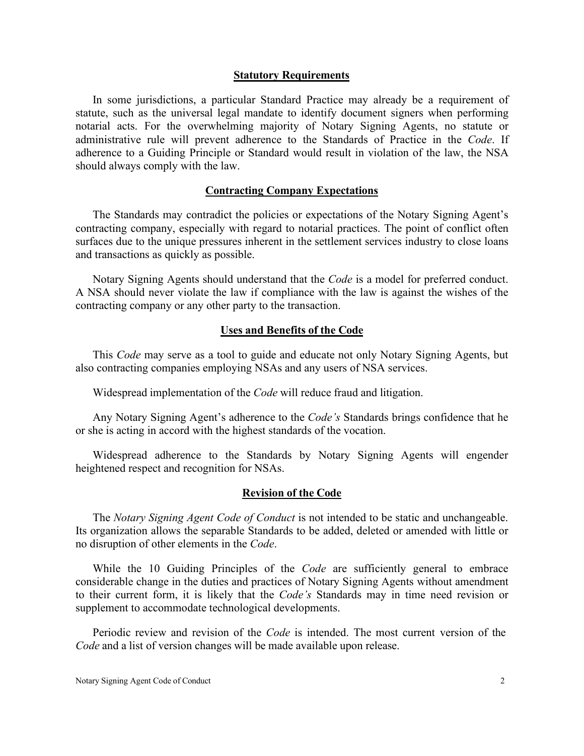## Statutory Requirements

In some jurisdictions, a particular Standard Practice may already be a requirement of statute, such as the universal legal mandate to identify document signers when performing notarial acts. For the overwhelming majority of Notary Signing Agents, no statute or administrative rule will prevent adherence to the Standards of Practice in the *Code*. If adherence to a Guiding Principle or Standard would result in violation of the law, the NSA should always comply with the law.

## Contracting Company Expectations

The Standards may contradict the policies or expectations of the Notary Signing Agent's contracting company, especially with regard to notarial practices. The point of conflict often surfaces due to the unique pressures inherent in the settlement services industry to close loans and transactions as quickly as possible.

Notary Signing Agents should understand that the *Code* is a model for preferred conduct. A NSA should never violate the law if compliance with the law is against the wishes of the contracting company or any other party to the transaction.

## Uses and Benefits of the Code

This *Code* may serve as a tool to guide and educate not only Notary Signing Agents, but also contracting companies employing NSAs and any users of NSA services.

Widespread implementation of the *Code* will reduce fraud and litigation.

Any Notary Signing Agent's adherence to the *Code's* Standards brings confidence that he or she is acting in accord with the highest standards of the vocation.

Widespread adherence to the Standards by Notary Signing Agents will engender heightened respect and recognition for NSAs.

## Revision of the Code

The *Notary Signing Agent Code of Conduct* is not intended to be static and unchangeable. Its organization allows the separable Standards to be added, deleted or amended with little or no disruption of other elements in the *Code*.

While the 10 Guiding Principles of the *Code* are sufficiently general to embrace considerable change in the duties and practices of Notary Signing Agents without amendment to their current form, it is likely that the *Code's* Standards may in time need revision or supplement to accommodate technological developments.

Periodic review and revision of the *Code* is intended. The most current version of the *Code* and a list of version changes will be made available upon release.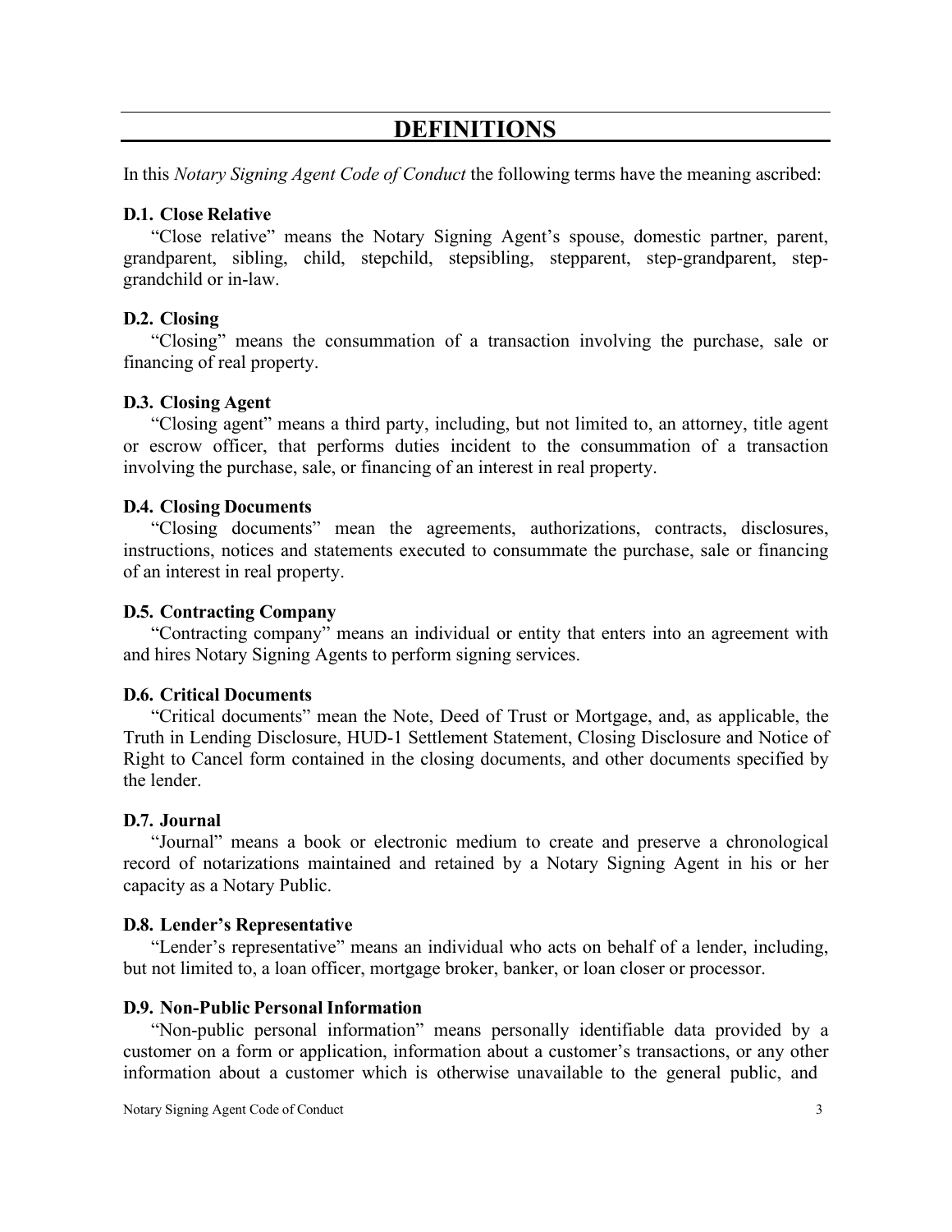# DEFINITIONS

In this *Notary Signing Agent Code of Conduct* the following terms have the meaning ascribed:

### D.1. Close Relative

"Close relative" means the Notary Signing Agent's spouse, domestic partner, parent, grandparent, sibling, child, stepchild, stepsibling, stepparent, step-grandparent, step-grandchild or in-law.

### D.2. Closing

"Closing" means the consummation of a transaction involving the purchase, sale or financing of real property.

### D.3. Closing Agent

"Closing agent" means a third party, including, but not limited to, an attorney, title agent or escrow officer, that performs duties incident to the consummation of a transaction involving the purchase, sale, or financing of an interest in real property.

### D.4. Closing Documents

"Closing documents" mean the agreements, authorizations, contracts, disclosures, instructions, notices and statements executed to consummate the purchase, sale or financing of an interest in real property.

### D.5. Contracting Company

"Contracting company" means an individual or entity that enters into an agreement with and hires Notary Signing Agents to perform signing services.

### D.6. Critical Documents

"Critical documents" mean the Note, Deed of Trust or Mortgage, and, as applicable, the Truth in Lending Disclosure, HUD-1 Settlement Statement, Closing Disclosure and Notice of Right to Cancel form contained in the closing documents, and other documents specified by the lender.

### D.7. Journal

"Journal" means a book or electronic medium to create and preserve a chronological record of notarizations maintained and retained by a Notary Signing Agent in his or her capacity as a Notary Public.

### D.8. Lender's Representative

"Lender's representative" means an individual who acts on behalf of a lender, including, but not limited to, a loan officer, mortgage broker, banker, or loan closer or processor.

### D.9. Non-Public Personal Information

"Non-public personal information" means personally identifiable data provided by a customer on a form or application, information about a customer's transactions, or any other information about a customer which is otherwise unavailable to the general public, and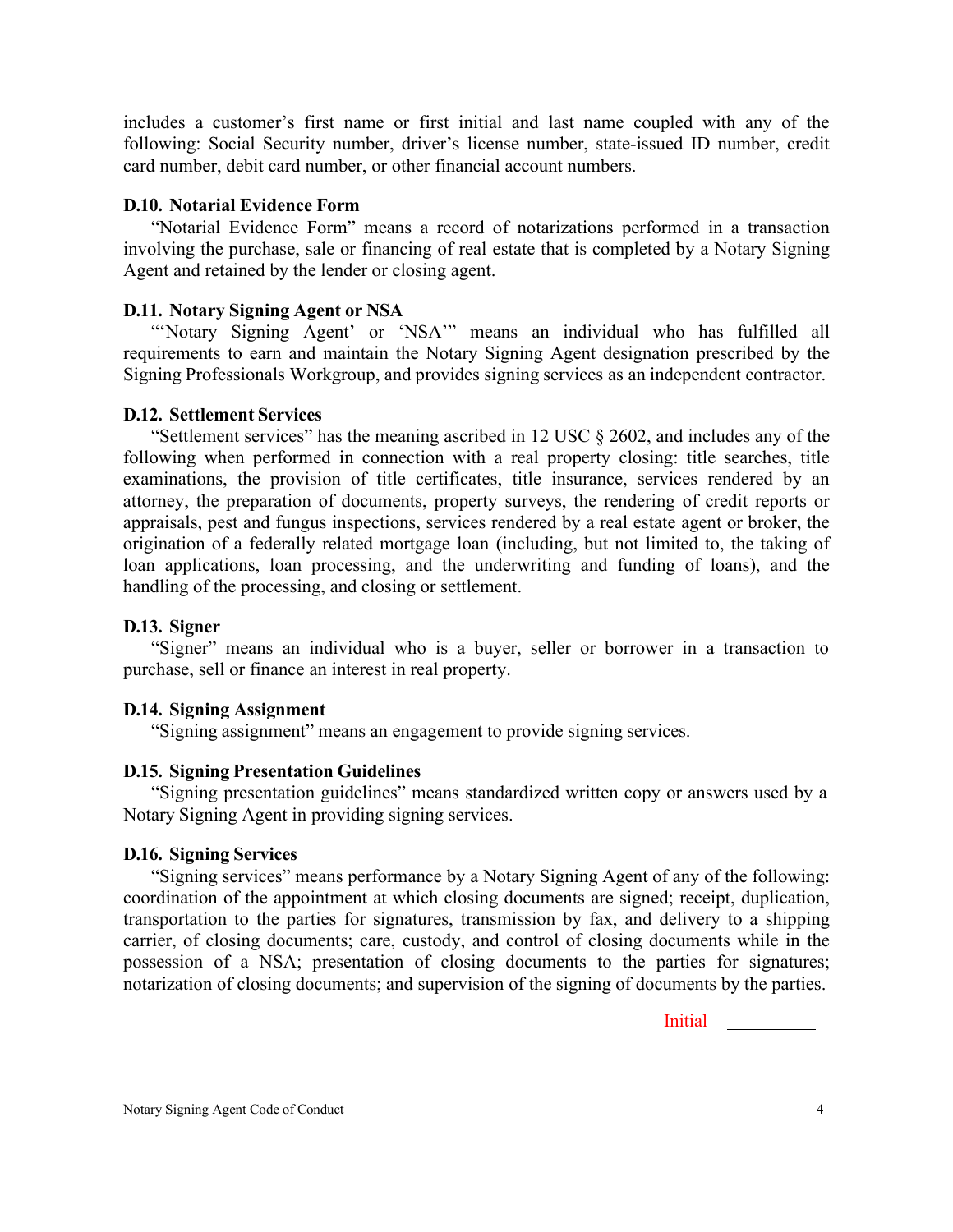includes a customer's first name or first initial and last name coupled with any of the following: Social Security number, driver's license number, state-issued ID number, credit card number, debit card number, or other financial account numbers.

### D.10. Notarial Evidence Form

"Notarial Evidence Form" means a record of notarizations performed in a transaction involving the purchase, sale or financing of real estate that is completed by a Notary Signing Agent and retained by the lender or closing agent.

### D.11. Notary Signing Agent or NSA

"'Notary Signing Agent' or 'NSA'" means an individual who has fulfilled all requirements to earn and maintain the Notary Signing Agent designation prescribed by the Signing Professionals Workgroup, and provides signing services as an independent contractor.

### D.12. Settlement Services

"Settlement services" has the meaning ascribed in 12 USC § 2602, and includes any of the following when performed in connection with a real property closing: title searches, title examinations, the provision of title certificates, title insurance, services rendered by an attorney, the preparation of documents, property surveys, the rendering of credit reports or appraisals, pest and fungus inspections, services rendered by a real estate agent or broker, the origination of a federally related mortgage loan (including, but not limited to, the taking of loan applications, loan processing, and the underwriting and funding of loans), and the handling of the processing, and closing or settlement.

### D.13. Signer

"Signer" means an individual who is a buyer, seller or borrower in a transaction to purchase, sell or finance an interest in real property.

### D.14. Signing Assignment

"Signing assignment" means an engagement to provide signing services.

### D.15. Signing Presentation Guidelines

"Signing presentation guidelines" means standardized written copy or answers used by a Notary Signing Agent in providing signing services.

### D.16. Signing Services

"Signing services" means performance by a Notary Signing Agent of any of the following: coordination of the appointment at which closing documents are signed; receipt, duplication, transportation to the parties for signatures, transmission by fax, and delivery to a shipping carrier, of closing documents; care, custody, and control of closing documents while in the possession of a NSA; presentation of closing documents to the parties for signatures; notarization of closing documents; and supervision of the signing of documents by the parties.

Initial __________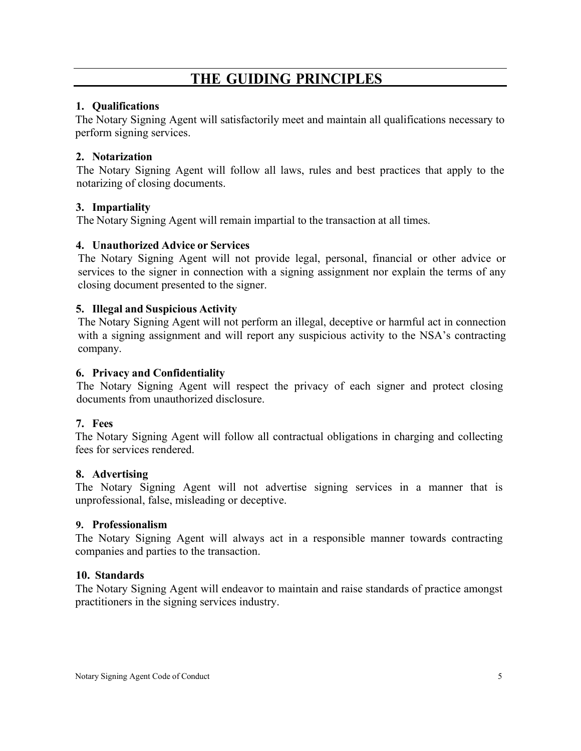# THE GUIDING PRINCIPLES

### 1. Qualifications

The Notary Signing Agent will satisfactorily meet and maintain all qualifications necessary to perform signing services.

### 2. Notarization

The Notary Signing Agent will follow all laws, rules and best practices that apply to the notarizing of closing documents.

### 3. Impartiality

The Notary Signing Agent will remain impartial to the transaction at all times.

### 4. Unauthorized Advice or Services

The Notary Signing Agent will not provide legal, personal, financial or other advice or services to the signer in connection with a signing assignment nor explain the terms of any closing document presented to the signer.

### 5. Illegal and Suspicious Activity

The Notary Signing Agent will not perform an illegal, deceptive or harmful act in connection with a signing assignment and will report any suspicious activity to the NSA's contracting company.

### 6. Privacy and Confidentiality

The Notary Signing Agent will respect the privacy of each signer and protect closing documents from unauthorized disclosure.

### 7. Fees

The Notary Signing Agent will follow all contractual obligations in charging and collecting fees for services rendered.

### 8. Advertising

The Notary Signing Agent will not advertise signing services in a manner that is unprofessional, false, misleading or deceptive.

### 9. Professionalism

The Notary Signing Agent will always act in a responsible manner towards contracting companies and parties to the transaction.

### 10. Standards

The Notary Signing Agent will endeavor to maintain and raise standards of practice amongst practitioners in the signing services industry.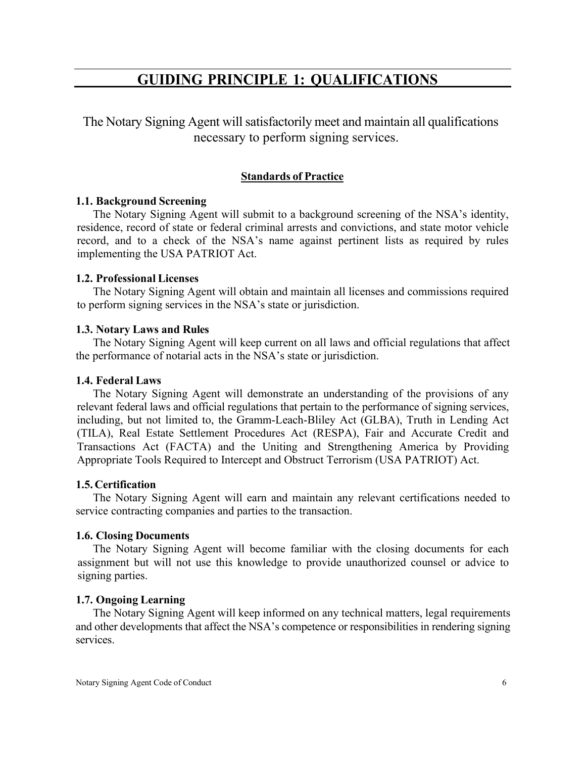# GUIDING PRINCIPLE 1: QUALIFICATIONS

The Notary Signing Agent will satisfactorily meet and maintain all qualifications necessary to perform signing services.

## Standards of Practice

### 1.1. Background Screening

The Notary Signing Agent will submit to a background screening of the NSA's identity, residence, record of state or federal criminal arrests and convictions, and state motor vehicle record, and to a check of the NSA's name against pertinent lists as required by rules implementing the USA PATRIOT Act.

### 1.2. Professional Licenses

The Notary Signing Agent will obtain and maintain all licenses and commissions required to perform signing services in the NSA's state or jurisdiction.

### 1.3. Notary Laws and Rules

The Notary Signing Agent will keep current on all laws and official regulations that affect the performance of notarial acts in the NSA's state or jurisdiction.

### 1.4. Federal Laws

The Notary Signing Agent will demonstrate an understanding of the provisions of any relevant federal laws and official regulations that pertain to the performance of signing services, including, but not limited to, the Gramm-Leach-Bliley Act (GLBA), Truth in Lending Act (TILA), Real Estate Settlement Procedures Act (RESPA), Fair and Accurate Credit and Transactions Act (FACTA) and the Uniting and Strengthening America by Providing Appropriate Tools Required to Intercept and Obstruct Terrorism (USA PATRIOT) Act.

### 1.5. Certification

The Notary Signing Agent will earn and maintain any relevant certifications needed to service contracting companies and parties to the transaction.

### 1.6. Closing Documents

The Notary Signing Agent will become familiar with the closing documents for each assignment but will not use this knowledge to provide unauthorized counsel or advice to signing parties.

### 1.7. Ongoing Learning

The Notary Signing Agent will keep informed on any technical matters, legal requirements and other developments that affect the NSA's competence or responsibilities in rendering signing services.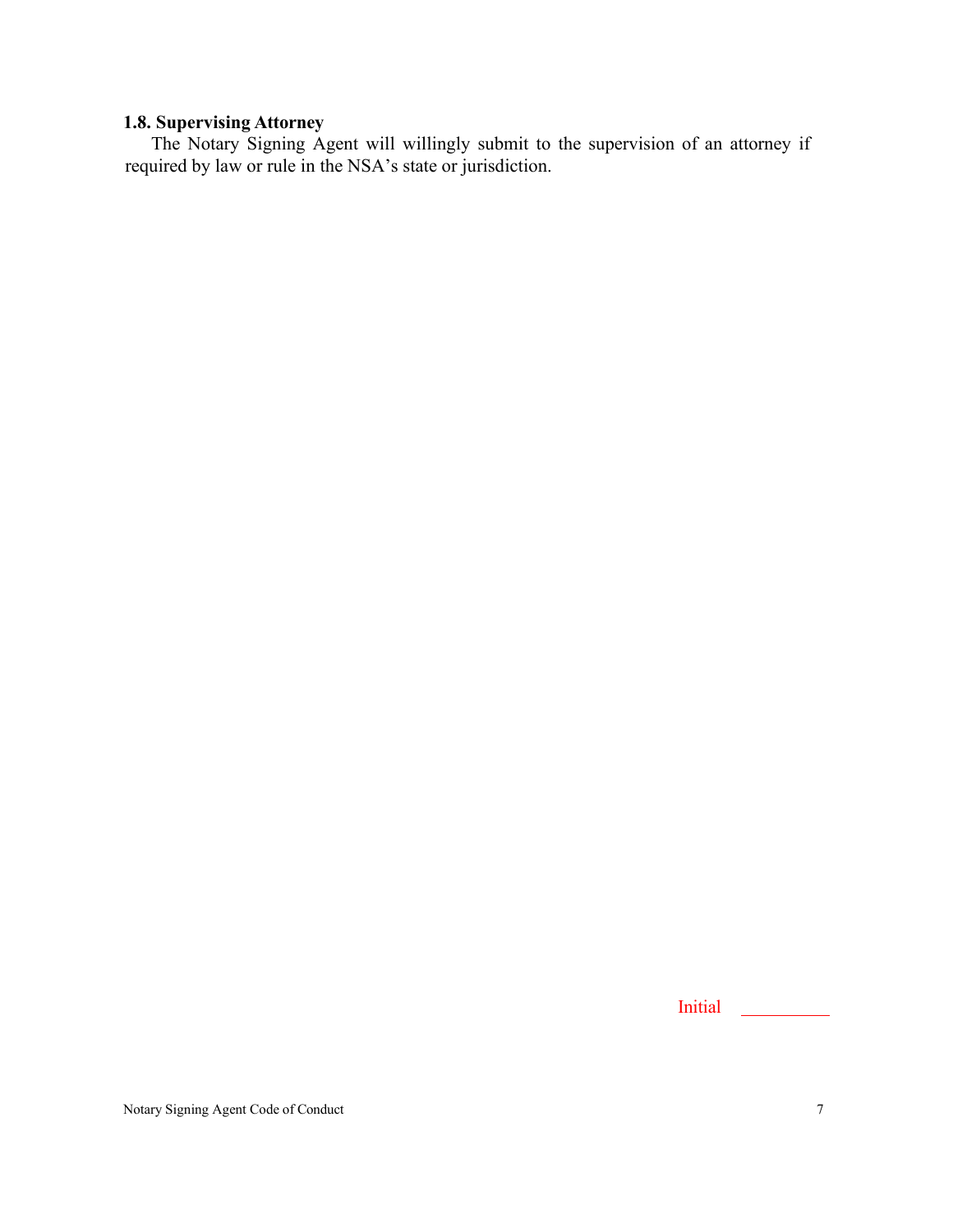### 1.8. Supervising Attorney

The Notary Signing Agent will willingly submit to the supervision of an attorney if required by law or rule in the NSA's state or jurisdiction.

Initial \_\_\_\_\_\_\_\_\_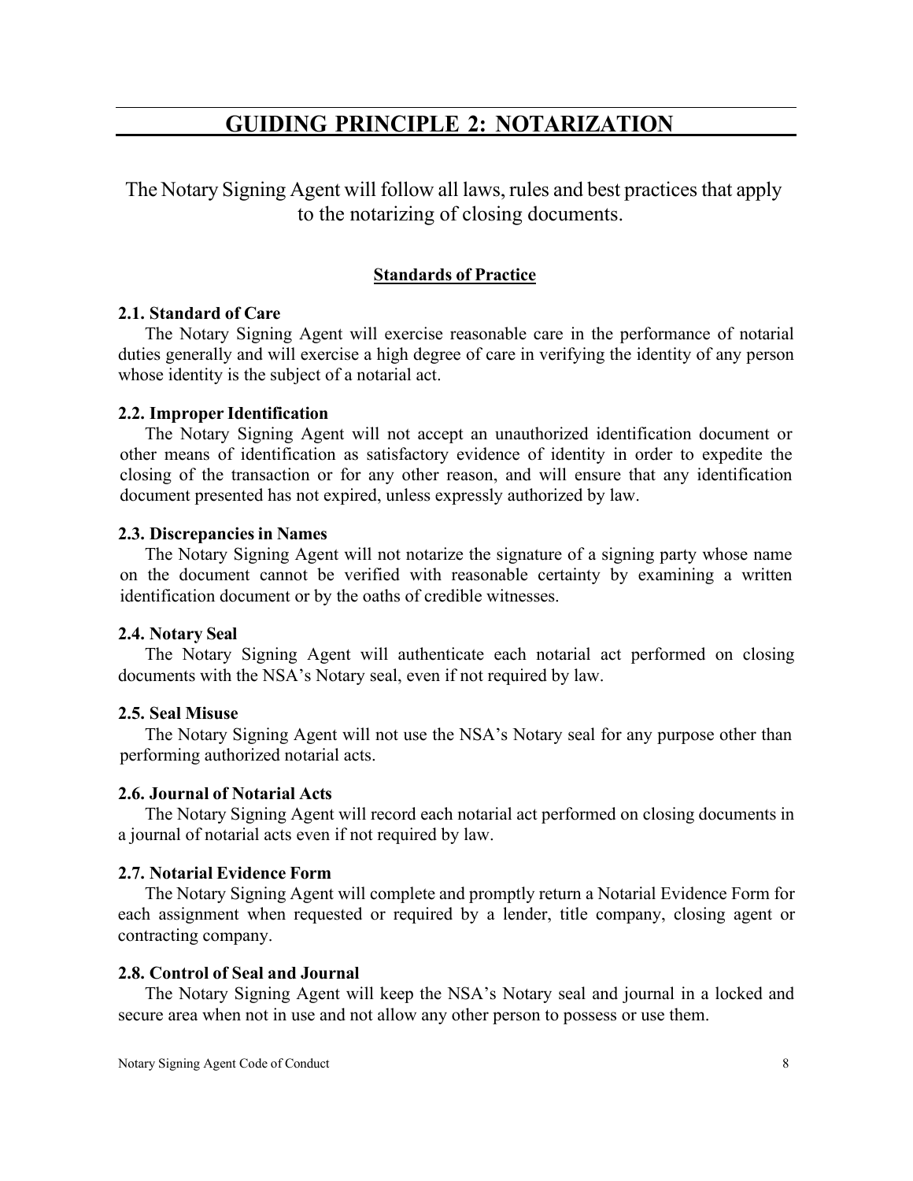# GUIDING PRINCIPLE 2: NOTARIZATION

The Notary Signing Agent will follow all laws, rules and best practices that apply to the notarizing of closing documents.

## Standards of Practice

### 2.1. Standard of Care

The Notary Signing Agent will exercise reasonable care in the performance of notarial duties generally and will exercise a high degree of care in verifying the identity of any person whose identity is the subject of a notarial act.

### 2.2. Improper Identification

The Notary Signing Agent will not accept an unauthorized identification document or other means of identification as satisfactory evidence of identity in order to expedite the closing of the transaction or for any other reason, and will ensure that any identification document presented has not expired, unless expressly authorized by law.

### 2.3. Discrepancies in Names

The Notary Signing Agent will not notarize the signature of a signing party whose name on the document cannot be verified with reasonable certainty by examining a written identification document or by the oaths of credible witnesses.

### 2.4. Notary Seal

The Notary Signing Agent will authenticate each notarial act performed on closing documents with the NSA's Notary seal, even if not required by law.

### 2.5. Seal Misuse

The Notary Signing Agent will not use the NSA's Notary seal for any purpose other than performing authorized notarial acts.

### 2.6. Journal of Notarial Acts

The Notary Signing Agent will record each notarial act performed on closing documents in a journal of notarial acts even if not required by law.

### 2.7. Notarial Evidence Form

The Notary Signing Agent will complete and promptly return a Notarial Evidence Form for each assignment when requested or required by a lender, title company, closing agent or contracting company.

### 2.8. Control of Seal and Journal

The Notary Signing Agent will keep the NSA's Notary seal and journal in a locked and secure area when not in use and not allow any other person to possess or use them.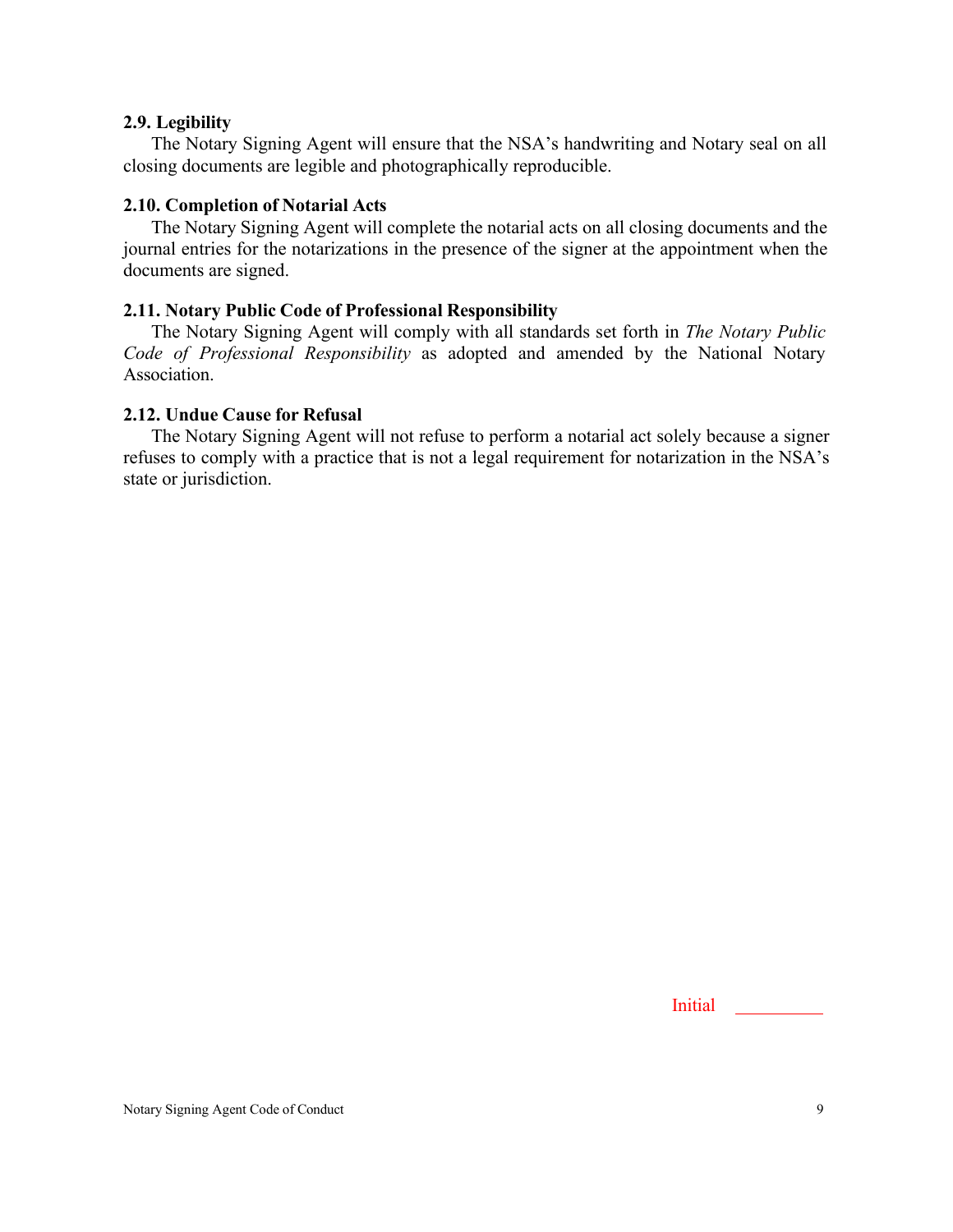### 2.9. Legibility

The Notary Signing Agent will ensure that the NSA's handwriting and Notary seal on all closing documents are legible and photographically reproducible.

### 2.10. Completion of Notarial Acts

The Notary Signing Agent will complete the notarial acts on all closing documents and the journal entries for the notarizations in the presence of the signer at the appointment when the documents are signed.

### 2.11. Notary Public Code of Professional Responsibility

The Notary Signing Agent will comply with all standards set forth in *The Notary Public Code of Professional Responsibility* as adopted and amended by the National Notary Association.

### 2.12. Undue Cause for Refusal

The Notary Signing Agent will not refuse to perform a notarial act solely because a signer refuses to comply with a practice that is not a legal requirement for notarization in the NSA's state or jurisdiction.

Initial __________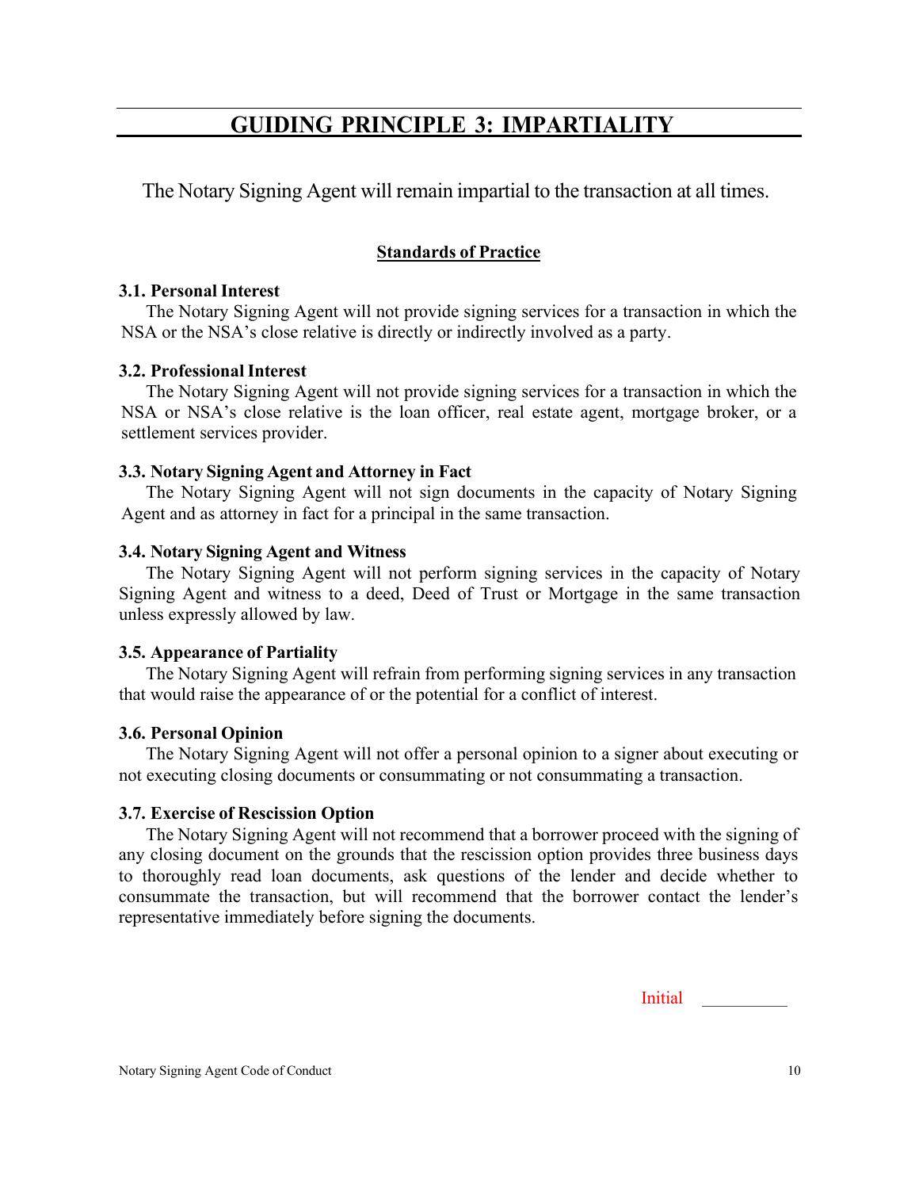# GUIDING PRINCIPLE 3: IMPARTIALITY

The Notary Signing Agent will remain impartial to the transaction at all times.

## Standards of Practice

**3.1. Personal Interest**

The Notary Signing Agent will not provide signing services for a transaction in which the NSA or the NSA's close relative is directly or indirectly involved as a party.

**3.2. Professional Interest**

The Notary Signing Agent will not provide signing services for a transaction in which the NSA or NSA's close relative is the loan officer, real estate agent, mortgage broker, or a settlement services provider.

**3.3. Notary Signing Agent and Attorney in Fact**

The Notary Signing Agent will not sign documents in the capacity of Notary Signing Agent and as attorney in fact for a principal in the same transaction.

**3.4. Notary Signing Agent and Witness**

The Notary Signing Agent will not perform signing services in the capacity of Notary Signing Agent and witness to a deed, Deed of Trust or Mortgage in the same transaction unless expressly allowed by law.

**3.5. Appearance of Partiality**

The Notary Signing Agent will refrain from performing signing services in any transaction that would raise the appearance of or the potential for a conflict of interest.

**3.6. Personal Opinion**

The Notary Signing Agent will not offer a personal opinion to a signer about executing or not executing closing documents or consummating or not consummating a transaction.

**3.7. Exercise of Rescission Option**

The Notary Signing Agent will not recommend that a borrower proceed with the signing of any closing document on the grounds that the rescission option provides three business days to thoroughly read loan documents, ask questions of the lender and decide whether to consummate the transaction, but will recommend that the borrower contact the lender's representative immediately before signing the documents.

Initial __________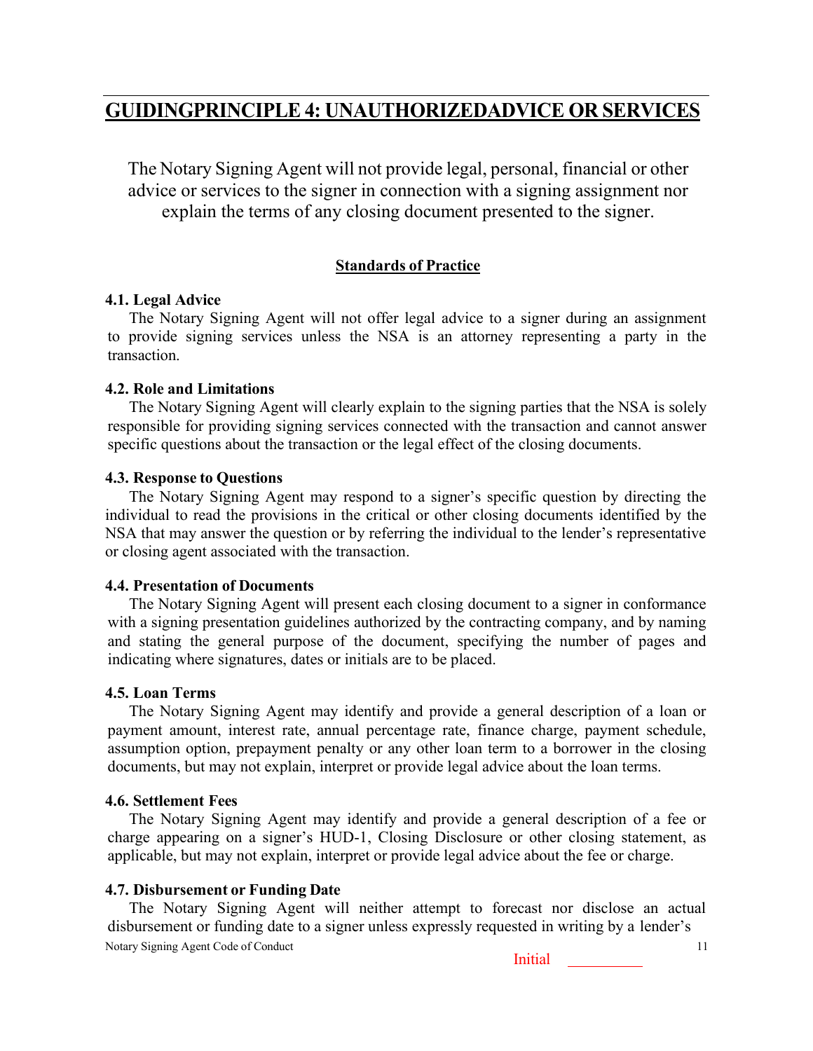## GUIDINGPRINCIPLE 4: UNAUTHORIZEDADVICE OR SERVICES

The Notary Signing Agent will not provide legal, personal, financial or other advice or services to the signer in connection with a signing assignment nor explain the terms of any closing document presented to the signer.

### Standards of Practice

**4.1. Legal Advice**

The Notary Signing Agent will not offer legal advice to a signer during an assignment to provide signing services unless the NSA is an attorney representing a party in the transaction.

**4.2. Role and Limitations**

The Notary Signing Agent will clearly explain to the signing parties that the NSA is solely responsible for providing signing services connected with the transaction and cannot answer specific questions about the transaction or the legal effect of the closing documents.

**4.3. Response to Questions**

The Notary Signing Agent may respond to a signer's specific question by directing the individual to read the provisions in the critical or other closing documents identified by the NSA that may answer the question or by referring the individual to the lender's representative or closing agent associated with the transaction.

**4.4. Presentation of Documents**

The Notary Signing Agent will present each closing document to a signer in conformance with a signing presentation guidelines authorized by the contracting company, and by naming and stating the general purpose of the document, specifying the number of pages and indicating where signatures, dates or initials are to be placed.

**4.5. Loan Terms**

The Notary Signing Agent may identify and provide a general description of a loan or payment amount, interest rate, annual percentage rate, finance charge, payment schedule, assumption option, prepayment penalty or any other loan term to a borrower in the closing documents, but may not explain, interpret or provide legal advice about the loan terms.

**4.6. Settlement Fees**

The Notary Signing Agent may identify and provide a general description of a fee or charge appearing on a signer's HUD-1, Closing Disclosure or other closing statement, as applicable, but may not explain, interpret or provide legal advice about the fee or charge.

**4.7. Disbursement or Funding Date**

The Notary Signing Agent will neither attempt to forecast nor disclose an actual disbursement or funding date to a signer unless expressly requested in writing by a lender's

Initial __________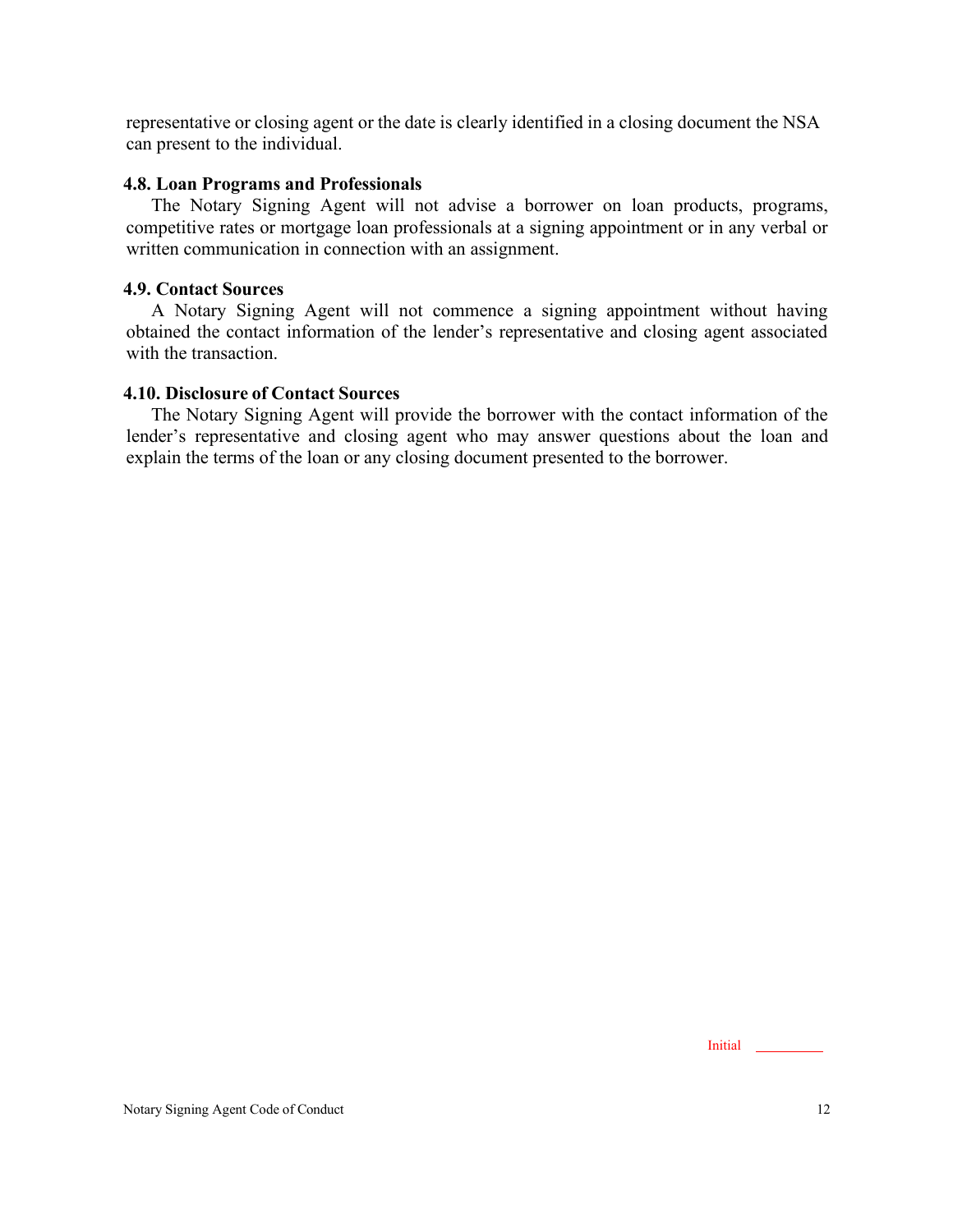representative or closing agent or the date is clearly identified in a closing document the NSA can present to the individual.

### 4.8. Loan Programs and Professionals

The Notary Signing Agent will not advise a borrower on loan products, programs, competitive rates or mortgage loan professionals at a signing appointment or in any verbal or written communication in connection with an assignment.

### 4.9. Contact Sources

A Notary Signing Agent will not commence a signing appointment without having obtained the contact information of the lender's representative and closing agent associated with the transaction.

### 4.10. Disclosure of Contact Sources

The Notary Signing Agent will provide the borrower with the contact information of the lender's representative and closing agent who may answer questions about the loan and explain the terms of the loan or any closing document presented to the borrower.

Initial ________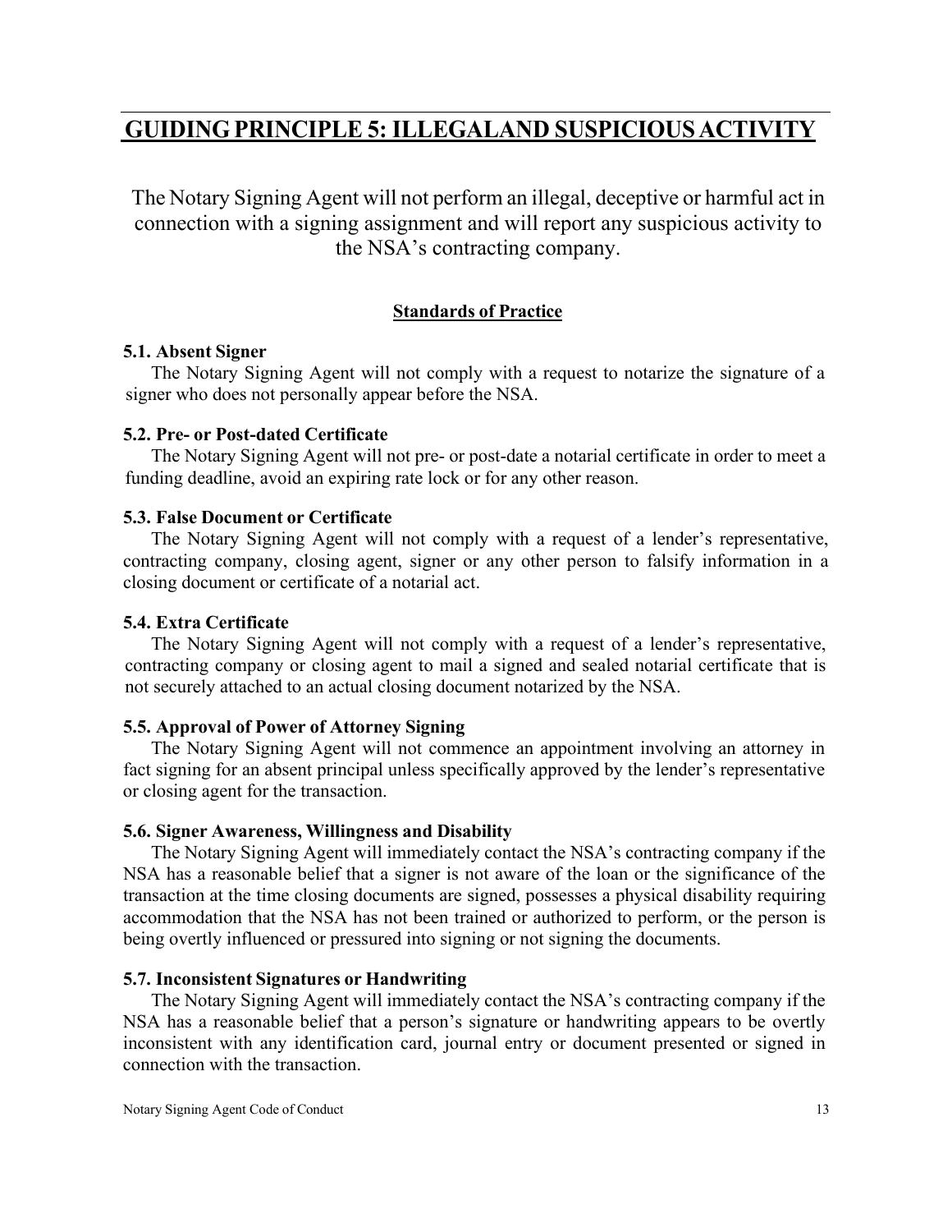## GUIDING PRINCIPLE 5: ILLEGALAND SUSPICIOUS ACTIVITY

The Notary Signing Agent will not perform an illegal, deceptive or harmful act in connection with a signing assignment and will report any suspicious activity to the NSA's contracting company.

### Standards of Practice

**5.1. Absent Signer**

The Notary Signing Agent will not comply with a request to notarize the signature of a signer who does not personally appear before the NSA.

**5.2. Pre- or Post-dated Certificate**

The Notary Signing Agent will not pre- or post-date a notarial certificate in order to meet a funding deadline, avoid an expiring rate lock or for any other reason.

**5.3. False Document or Certificate**

The Notary Signing Agent will not comply with a request of a lender's representative, contracting company, closing agent, signer or any other person to falsify information in a closing document or certificate of a notarial act.

**5.4. Extra Certificate**

The Notary Signing Agent will not comply with a request of a lender's representative, contracting company or closing agent to mail a signed and sealed notarial certificate that is not securely attached to an actual closing document notarized by the NSA.

**5.5. Approval of Power of Attorney Signing**

The Notary Signing Agent will not commence an appointment involving an attorney in fact signing for an absent principal unless specifically approved by the lender's representative or closing agent for the transaction.

**5.6. Signer Awareness, Willingness and Disability**

The Notary Signing Agent will immediately contact the NSA's contracting company if the NSA has a reasonable belief that a signer is not aware of the loan or the significance of the transaction at the time closing documents are signed, possesses a physical disability requiring accommodation that the NSA has not been trained or authorized to perform, or the person is being overtly influenced or pressured into signing or not signing the documents.

**5.7. Inconsistent Signatures or Handwriting**

The Notary Signing Agent will immediately contact the NSA's contracting company if the NSA has a reasonable belief that a person's signature or handwriting appears to be overtly inconsistent with any identification card, journal entry or document presented or signed in connection with the transaction.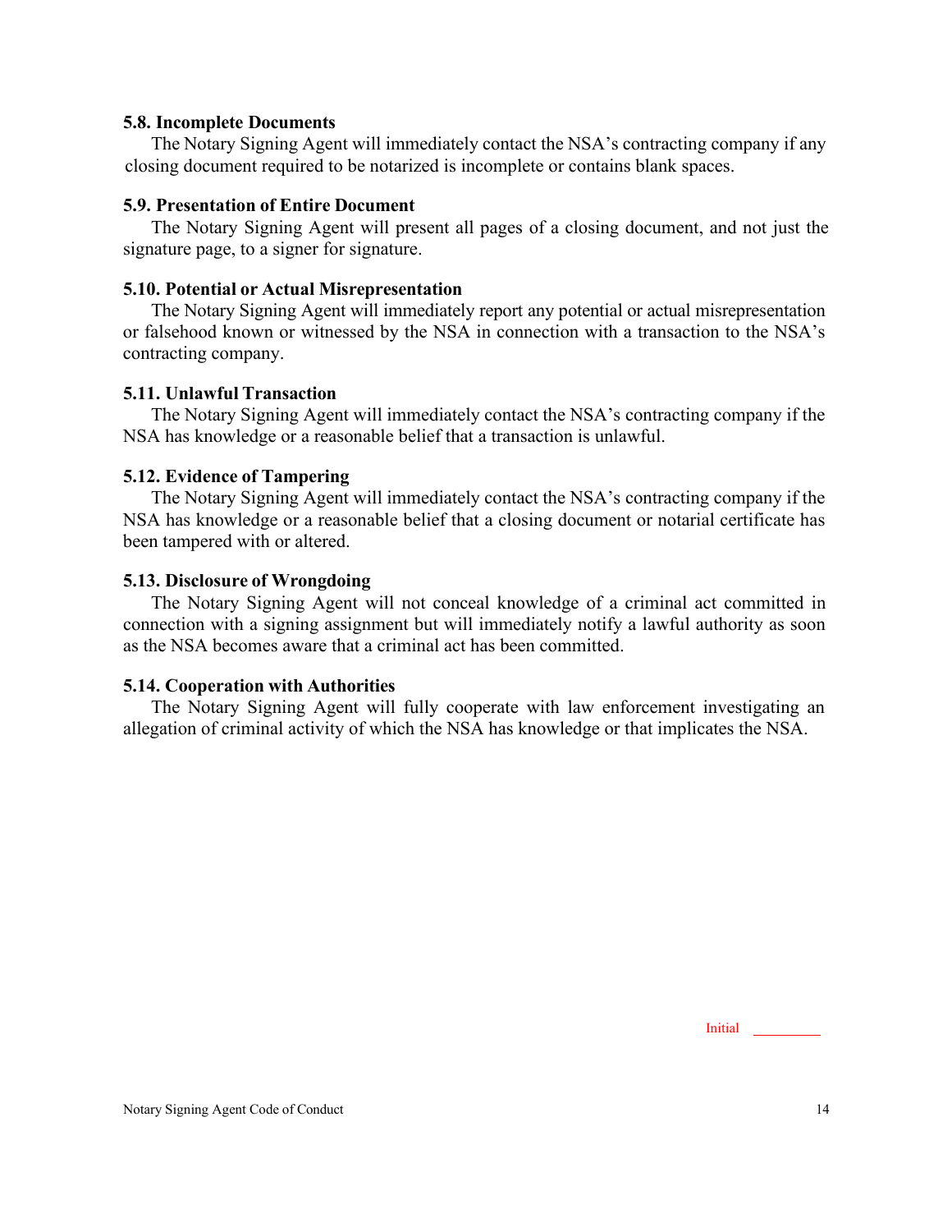### 5.8. Incomplete Documents

The Notary Signing Agent will immediately contact the NSA's contracting company if any closing document required to be notarized is incomplete or contains blank spaces.

### 5.9. Presentation of Entire Document

The Notary Signing Agent will present all pages of a closing document, and not just the signature page, to a signer for signature.

### 5.10. Potential or Actual Misrepresentation

The Notary Signing Agent will immediately report any potential or actual misrepresentation or falsehood known or witnessed by the NSA in connection with a transaction to the NSA's contracting company.

### 5.11. Unlawful Transaction

The Notary Signing Agent will immediately contact the NSA's contracting company if the NSA has knowledge or a reasonable belief that a transaction is unlawful.

### 5.12. Evidence of Tampering

The Notary Signing Agent will immediately contact the NSA's contracting company if the NSA has knowledge or a reasonable belief that a closing document or notarial certificate has been tampered with or altered.

### 5.13. Disclosure of Wrongdoing

The Notary Signing Agent will not conceal knowledge of a criminal act committed in connection with a signing assignment but will immediately notify a lawful authority as soon as the NSA becomes aware that a criminal act has been committed.

### 5.14. Cooperation with Authorities

The Notary Signing Agent will fully cooperate with law enforcement investigating an allegation of criminal activity of which the NSA has knowledge or that implicates the NSA.

Initial _________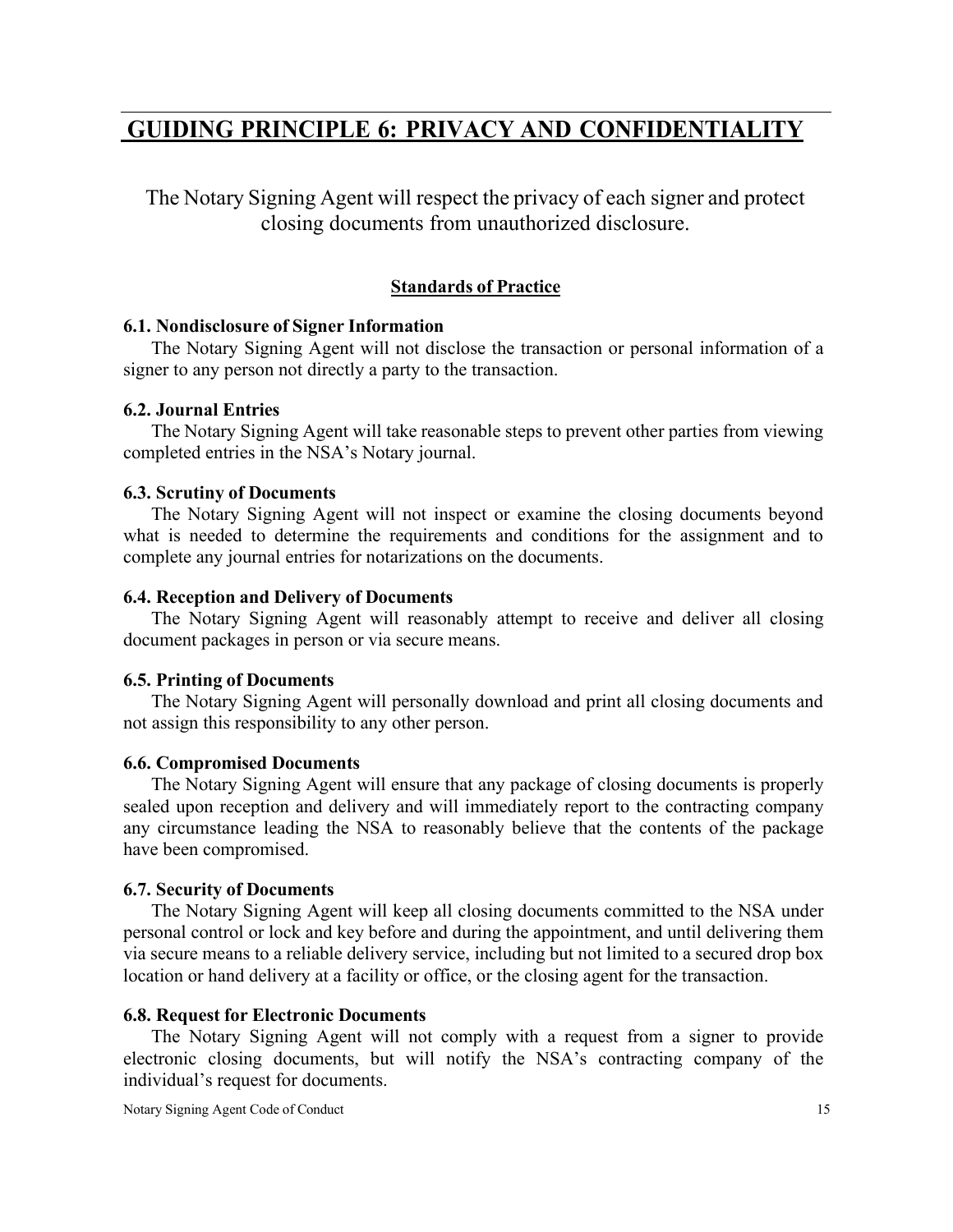# GUIDING PRINCIPLE 6: PRIVACY AND CONFIDENTIALITY

The Notary Signing Agent will respect the privacy of each signer and protect closing documents from unauthorized disclosure.

## Standards of Practice

### 6.1. Nondisclosure of Signer Information

The Notary Signing Agent will not disclose the transaction or personal information of a signer to any person not directly a party to the transaction.

### 6.2. Journal Entries

The Notary Signing Agent will take reasonable steps to prevent other parties from viewing completed entries in the NSA's Notary journal.

### 6.3. Scrutiny of Documents

The Notary Signing Agent will not inspect or examine the closing documents beyond what is needed to determine the requirements and conditions for the assignment and to complete any journal entries for notarizations on the documents.

### 6.4. Reception and Delivery of Documents

The Notary Signing Agent will reasonably attempt to receive and deliver all closing document packages in person or via secure means.

### 6.5. Printing of Documents

The Notary Signing Agent will personally download and print all closing documents and not assign this responsibility to any other person.

### 6.6. Compromised Documents

The Notary Signing Agent will ensure that any package of closing documents is properly sealed upon reception and delivery and will immediately report to the contracting company any circumstance leading the NSA to reasonably believe that the contents of the package have been compromised.

### 6.7. Security of Documents

The Notary Signing Agent will keep all closing documents committed to the NSA under personal control or lock and key before and during the appointment, and until delivering them via secure means to a reliable delivery service, including but not limited to a secured drop box location or hand delivery at a facility or office, or the closing agent for the transaction.

### 6.8. Request for Electronic Documents

The Notary Signing Agent will not comply with a request from a signer to provide electronic closing documents, but will notify the NSA's contracting company of the individual's request for documents.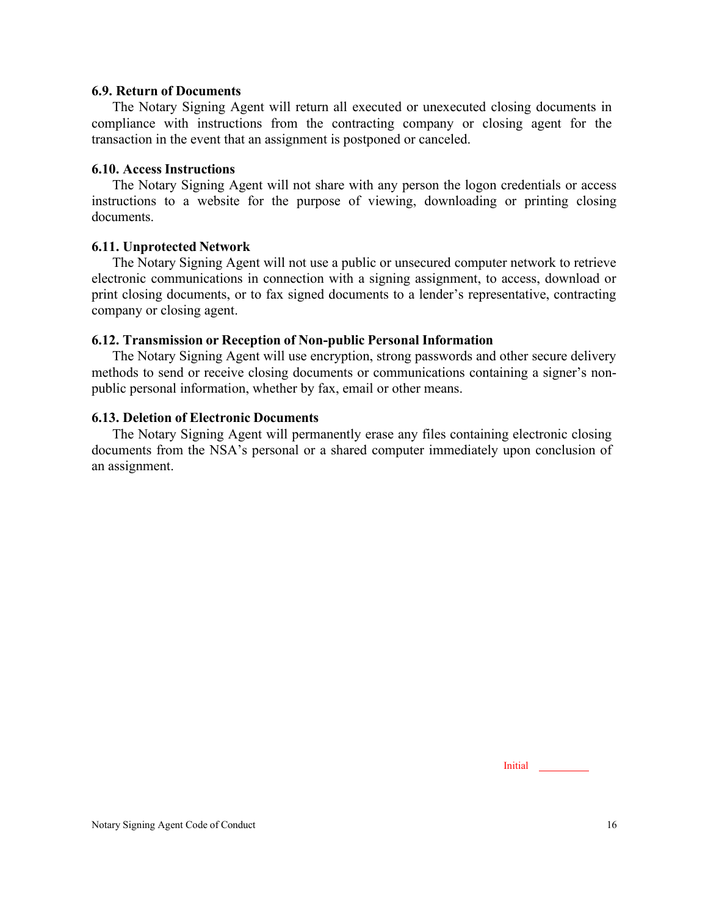### 6.9. Return of Documents

The Notary Signing Agent will return all executed or unexecuted closing documents in compliance with instructions from the contracting company or closing agent for the transaction in the event that an assignment is postponed or canceled.

### 6.10. Access Instructions

The Notary Signing Agent will not share with any person the logon credentials or access instructions to a website for the purpose of viewing, downloading or printing closing documents.

### 6.11. Unprotected Network

The Notary Signing Agent will not use a public or unsecured computer network to retrieve electronic communications in connection with a signing assignment, to access, download or print closing documents, or to fax signed documents to a lender's representative, contracting company or closing agent.

### 6.12. Transmission or Reception of Non-public Personal Information

The Notary Signing Agent will use encryption, strong passwords and other secure delivery methods to send or receive closing documents or communications containing a signer's non-public personal information, whether by fax, email or other means.

### 6.13. Deletion of Electronic Documents

The Notary Signing Agent will permanently erase any files containing electronic closing documents from the NSA's personal or a shared computer immediately upon conclusion of an assignment.

Initial \_\_\_\_\_\_\_\_\_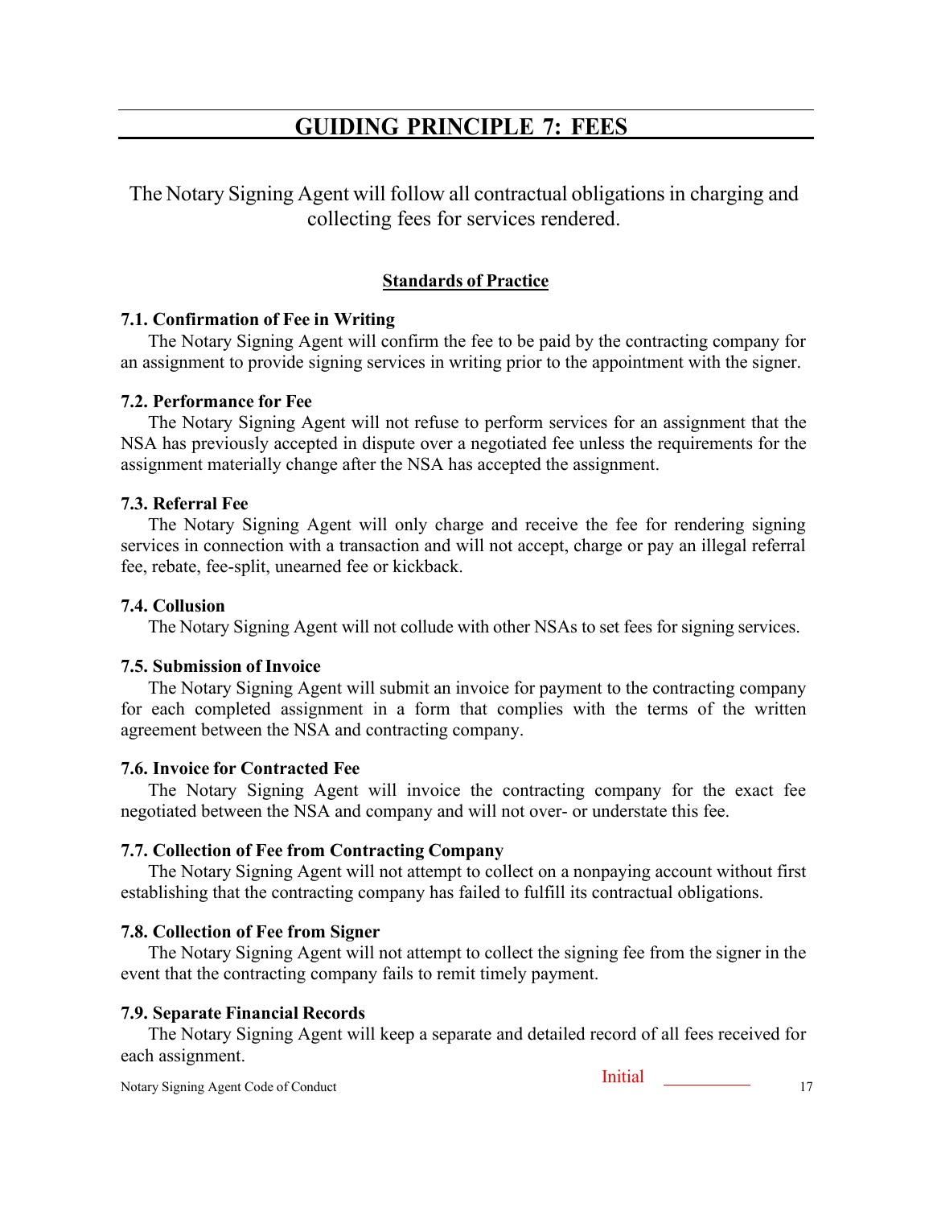# GUIDING PRINCIPLE 7: FEES

The Notary Signing Agent will follow all contractual obligations in charging and collecting fees for services rendered.

## Standards of Practice

### 7.1. Confirmation of Fee in Writing

The Notary Signing Agent will confirm the fee to be paid by the contracting company for an assignment to provide signing services in writing prior to the appointment with the signer.

### 7.2. Performance for Fee

The Notary Signing Agent will not refuse to perform services for an assignment that the NSA has previously accepted in dispute over a negotiated fee unless the requirements for the assignment materially change after the NSA has accepted the assignment.

### 7.3. Referral Fee

The Notary Signing Agent will only charge and receive the fee for rendering signing services in connection with a transaction and will not accept, charge or pay an illegal referral fee, rebate, fee-split, unearned fee or kickback.

### 7.4. Collusion

The Notary Signing Agent will not collude with other NSAs to set fees for signing services.

### 7.5. Submission of Invoice

The Notary Signing Agent will submit an invoice for payment to the contracting company for each completed assignment in a form that complies with the terms of the written agreement between the NSA and contracting company.

### 7.6. Invoice for Contracted Fee

The Notary Signing Agent will invoice the contracting company for the exact fee negotiated between the NSA and company and will not over- or understate this fee.

### 7.7. Collection of Fee from Contracting Company

The Notary Signing Agent will not attempt to collect on a nonpaying account without first establishing that the contracting company has failed to fulfill its contractual obligations.

### 7.8. Collection of Fee from Signer

The Notary Signing Agent will not attempt to collect the signing fee from the signer in the event that the contracting company fails to remit timely payment.

### 7.9. Separate Financial Records

The Notary Signing Agent will keep a separate and detailed record of all fees received for each assignment.

Initial __________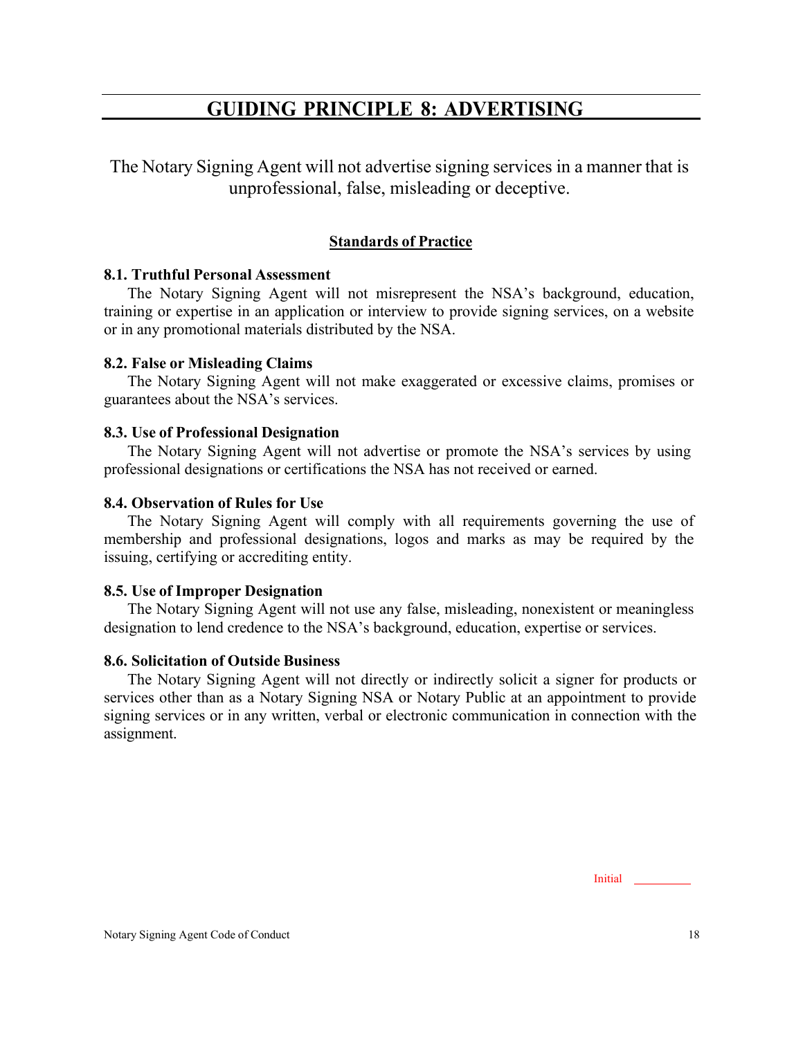# GUIDING PRINCIPLE 8: ADVERTISING

The Notary Signing Agent will not advertise signing services in a manner that is unprofessional, false, misleading or deceptive.

## Standards of Practice

### 8.1. Truthful Personal Assessment

The Notary Signing Agent will not misrepresent the NSA's background, education, training or expertise in an application or interview to provide signing services, on a website or in any promotional materials distributed by the NSA.

### 8.2. False or Misleading Claims

The Notary Signing Agent will not make exaggerated or excessive claims, promises or guarantees about the NSA's services.

### 8.3. Use of Professional Designation

The Notary Signing Agent will not advertise or promote the NSA's services by using professional designations or certifications the NSA has not received or earned.

### 8.4. Observation of Rules for Use

The Notary Signing Agent will comply with all requirements governing the use of membership and professional designations, logos and marks as may be required by the issuing, certifying or accrediting entity.

### 8.5. Use of Improper Designation

The Notary Signing Agent will not use any false, misleading, nonexistent or meaningless designation to lend credence to the NSA's background, education, expertise or services.

### 8.6. Solicitation of Outside Business

The Notary Signing Agent will not directly or indirectly solicit a signer for products or services other than as a Notary Signing NSA or Notary Public at an appointment to provide signing services or in any written, verbal or electronic communication in connection with the assignment.

Initial _________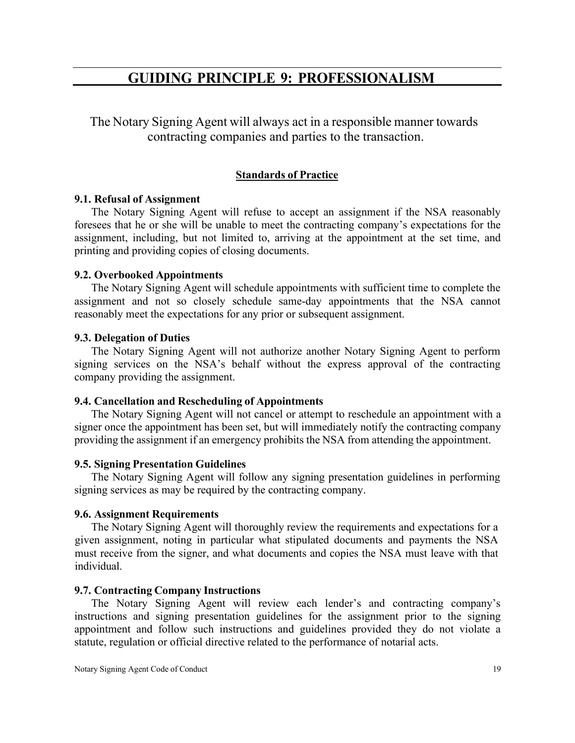# GUIDING PRINCIPLE 9: PROFESSIONALISM

The Notary Signing Agent will always act in a responsible manner towards contracting companies and parties to the transaction.

## Standards of Practice

### 9.1. Refusal of Assignment

The Notary Signing Agent will refuse to accept an assignment if the NSA reasonably foresees that he or she will be unable to meet the contracting company's expectations for the assignment, including, but not limited to, arriving at the appointment at the set time, and printing and providing copies of closing documents.

### 9.2. Overbooked Appointments

The Notary Signing Agent will schedule appointments with sufficient time to complete the assignment and not so closely schedule same-day appointments that the NSA cannot reasonably meet the expectations for any prior or subsequent assignment.

### 9.3. Delegation of Duties

The Notary Signing Agent will not authorize another Notary Signing Agent to perform signing services on the NSA's behalf without the express approval of the contracting company providing the assignment.

### 9.4. Cancellation and Rescheduling of Appointments

The Notary Signing Agent will not cancel or attempt to reschedule an appointment with a signer once the appointment has been set, but will immediately notify the contracting company providing the assignment if an emergency prohibits the NSA from attending the appointment.

### 9.5. Signing Presentation Guidelines

The Notary Signing Agent will follow any signing presentation guidelines in performing signing services as may be required by the contracting company.

### 9.6. Assignment Requirements

The Notary Signing Agent will thoroughly review the requirements and expectations for a given assignment, noting in particular what stipulated documents and payments the NSA must receive from the signer, and what documents and copies the NSA must leave with that individual.

### 9.7. Contracting Company Instructions

The Notary Signing Agent will review each lender's and contracting company's instructions and signing presentation guidelines for the assignment prior to the signing appointment and follow such instructions and guidelines provided they do not violate a statute, regulation or official directive related to the performance of notarial acts.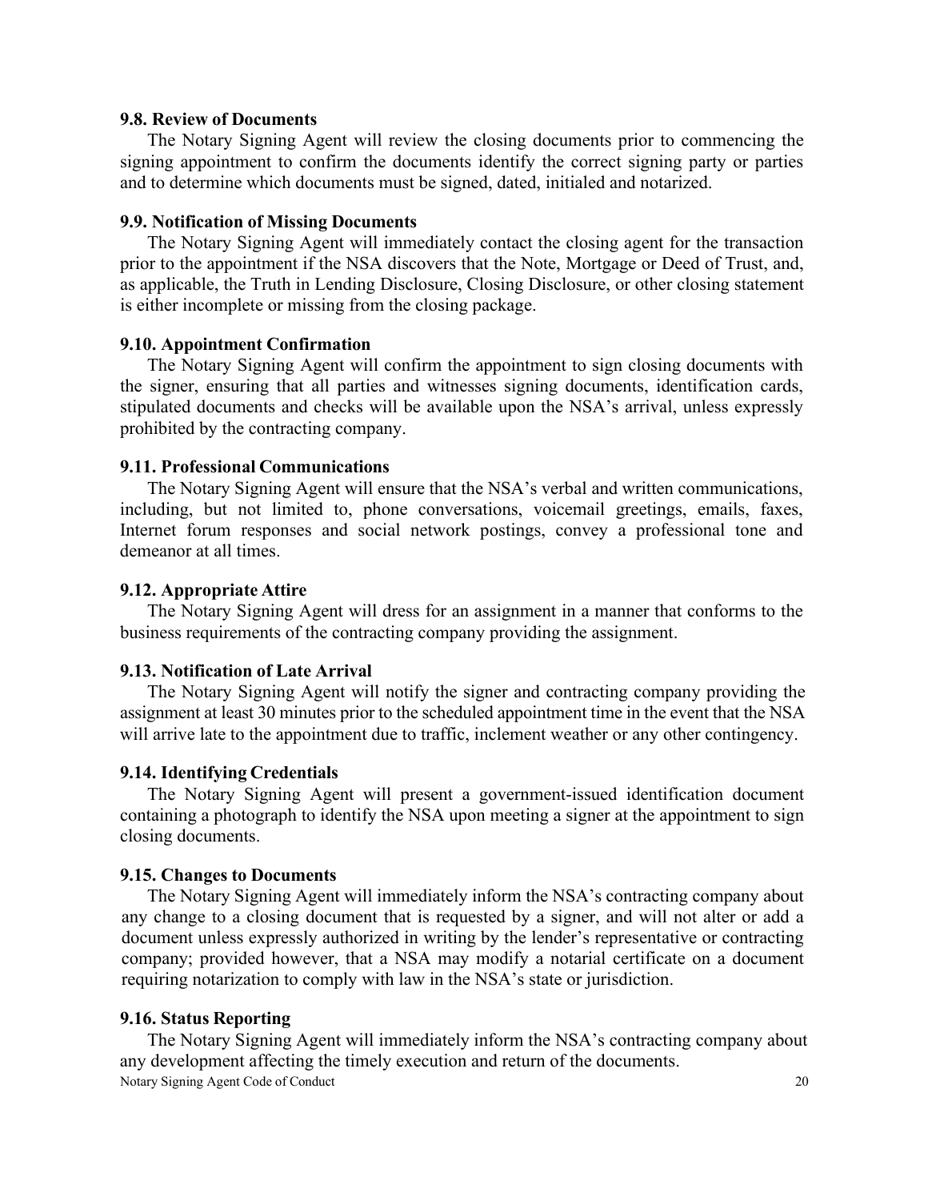**9.8. Review of Documents**

The Notary Signing Agent will review the closing documents prior to commencing the signing appointment to confirm the documents identify the correct signing party or parties and to determine which documents must be signed, dated, initialed and notarized.

**9.9. Notification of Missing Documents**

The Notary Signing Agent will immediately contact the closing agent for the transaction prior to the appointment if the NSA discovers that the Note, Mortgage or Deed of Trust, and, as applicable, the Truth in Lending Disclosure, Closing Disclosure, or other closing statement is either incomplete or missing from the closing package.

**9.10. Appointment Confirmation**

The Notary Signing Agent will confirm the appointment to sign closing documents with the signer, ensuring that all parties and witnesses signing documents, identification cards, stipulated documents and checks will be available upon the NSA's arrival, unless expressly prohibited by the contracting company.

**9.11. Professional Communications**

The Notary Signing Agent will ensure that the NSA's verbal and written communications, including, but not limited to, phone conversations, voicemail greetings, emails, faxes, Internet forum responses and social network postings, convey a professional tone and demeanor at all times.

**9.12. Appropriate Attire**

The Notary Signing Agent will dress for an assignment in a manner that conforms to the business requirements of the contracting company providing the assignment.

**9.13. Notification of Late Arrival**

The Notary Signing Agent will notify the signer and contracting company providing the assignment at least 30 minutes prior to the scheduled appointment time in the event that the NSA will arrive late to the appointment due to traffic, inclement weather or any other contingency.

**9.14. Identifying Credentials**

The Notary Signing Agent will present a government-issued identification document containing a photograph to identify the NSA upon meeting a signer at the appointment to sign closing documents.

**9.15. Changes to Documents**

The Notary Signing Agent will immediately inform the NSA's contracting company about any change to a closing document that is requested by a signer, and will not alter or add a document unless expressly authorized in writing by the lender's representative or contracting company; provided however, that a NSA may modify a notarial certificate on a document requiring notarization to comply with law in the NSA's state or jurisdiction.

**9.16. Status Reporting**

The Notary Signing Agent will immediately inform the NSA's contracting company about any development affecting the timely execution and return of the documents.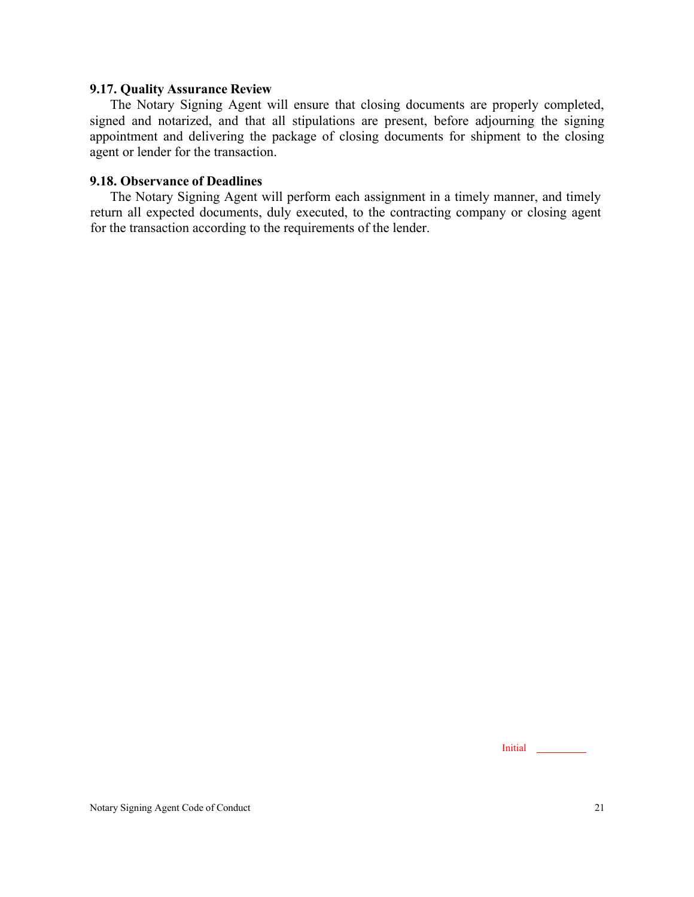### 9.17. Quality Assurance Review

The Notary Signing Agent will ensure that closing documents are properly completed, signed and notarized, and that all stipulations are present, before adjourning the signing appointment and delivering the package of closing documents for shipment to the closing agent or lender for the transaction.

### 9.18. Observance of Deadlines

The Notary Signing Agent will perform each assignment in a timely manner, and timely return all expected documents, duly executed, to the contracting company or closing agent for the transaction according to the requirements of the lender.

Initial __________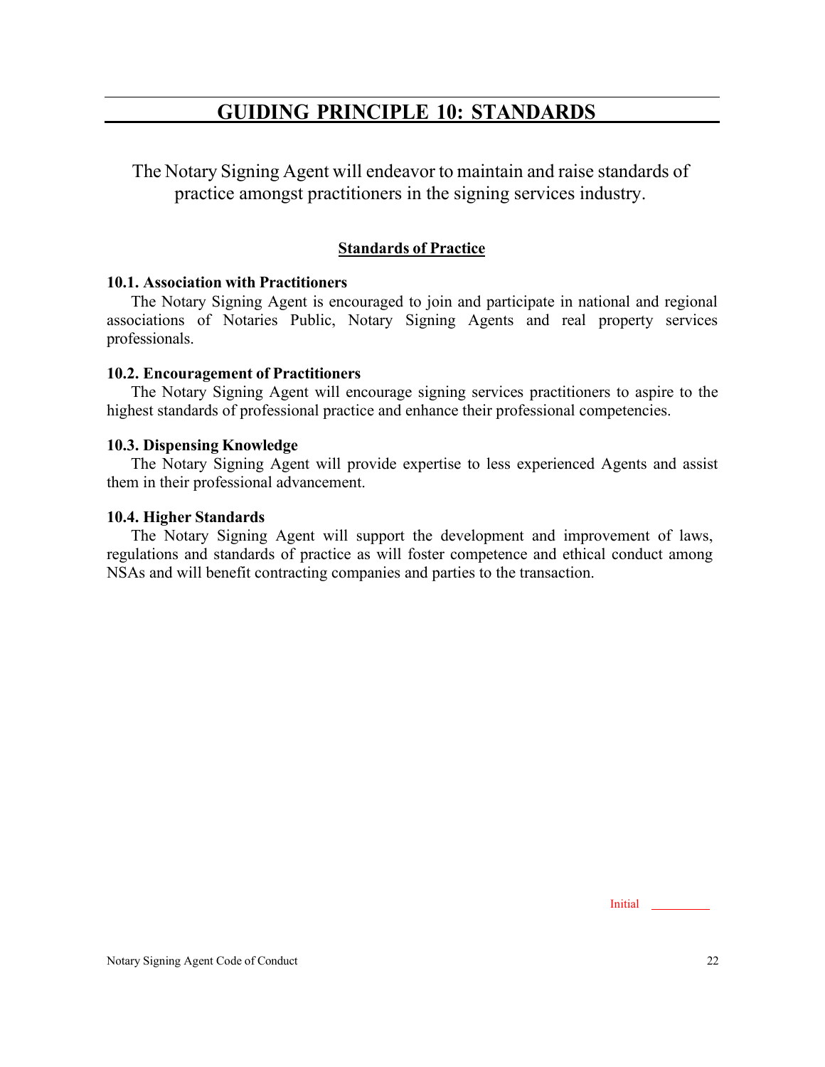# GUIDING PRINCIPLE 10: STANDARDS

The Notary Signing Agent will endeavor to maintain and raise standards of practice amongst practitioners in the signing services industry.

## Standards of Practice

**10.1. Association with Practitioners**

The Notary Signing Agent is encouraged to join and participate in national and regional associations of Notaries Public, Notary Signing Agents and real property services professionals.

**10.2. Encouragement of Practitioners**

The Notary Signing Agent will encourage signing services practitioners to aspire to the highest standards of professional practice and enhance their professional competencies.

**10.3. Dispensing Knowledge**

The Notary Signing Agent will provide expertise to less experienced Agents and assist them in their professional advancement.

**10.4. Higher Standards**

The Notary Signing Agent will support the development and improvement of laws, regulations and standards of practice as will foster competence and ethical conduct among NSAs and will benefit contracting companies and parties to the transaction.

Initial ________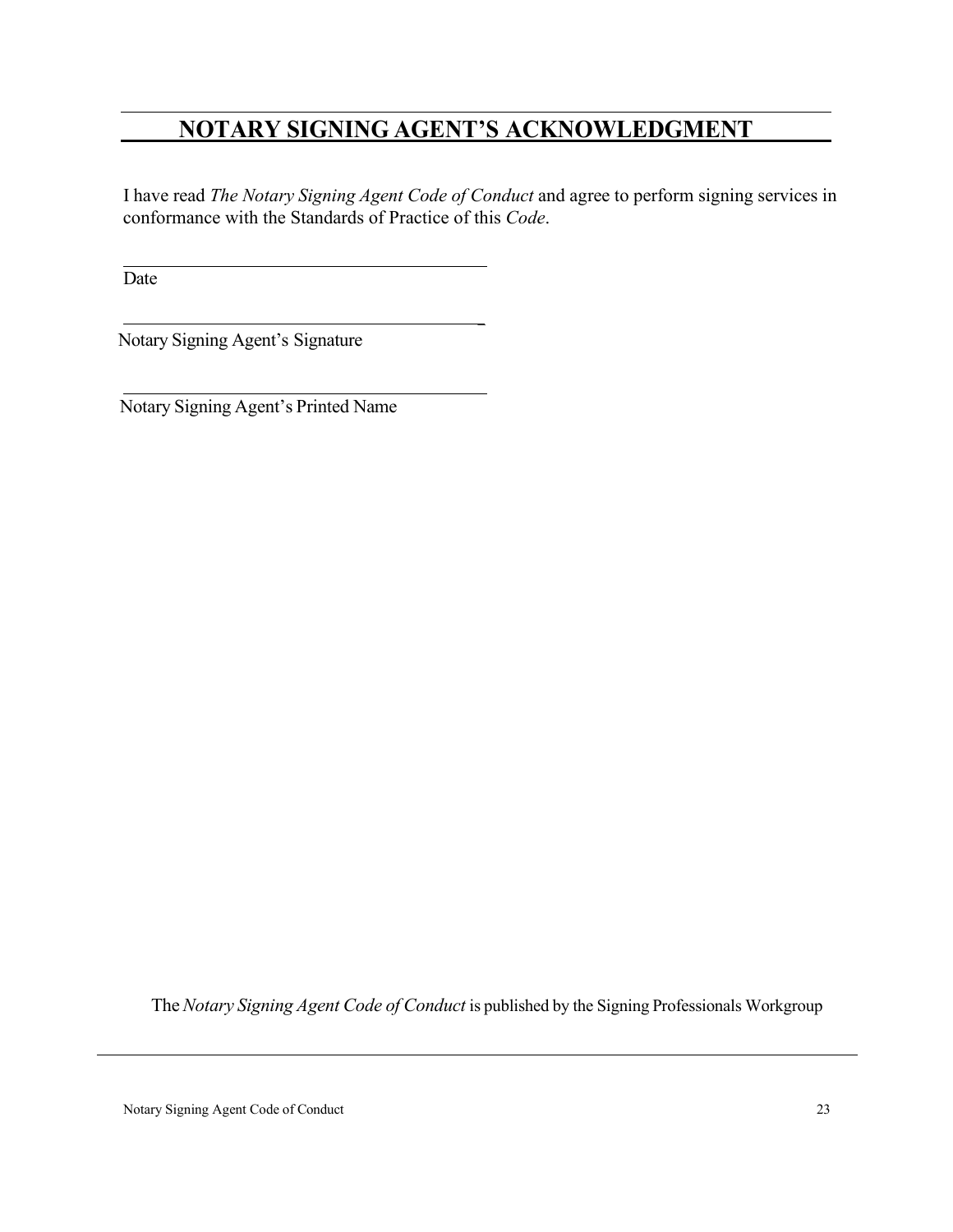# NOTARY SIGNING AGENT'S ACKNOWLEDGMENT

I have read *The Notary Signing Agent Code of Conduct* and agree to perform signing services in conformance with the Standards of Practice of this *Code*.

\_\_\_\_\_\_\_\_\_\_\_\_\_\_\_\_\_\_\_\_\_\_\_\_\_\_\_\_\_\_\_\_\_\_\_\_\_\_\_\_

Date

\_\_\_\_\_\_\_\_\_\_\_\_\_\_\_\_\_\_\_\_\_\_\_\_\_\_\_\_\_\_\_\_\_\_\_\_\_\_\_\_

Notary Signing Agent's Signature

\_\_\_\_\_\_\_\_\_\_\_\_\_\_\_\_\_\_\_\_\_\_\_\_\_\_\_\_\_\_\_\_\_\_\_\_\_\_\_\_

Notary Signing Agent's Printed Name

The *Notary Signing Agent Code of Conduct* is published by the Signing Professionals Workgroup